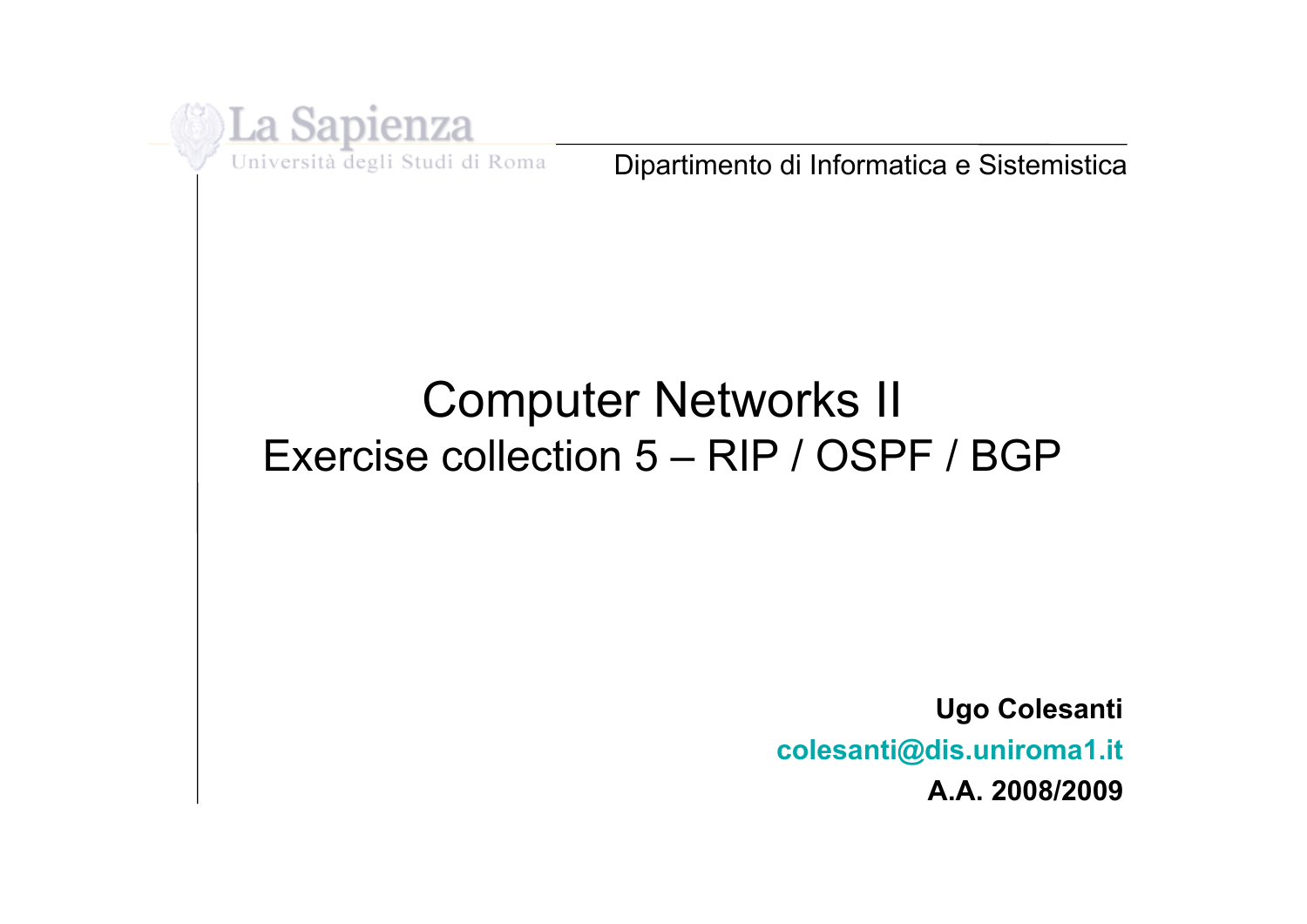La Sapienza

Università degli Studi di Roma

Dipartimento di Informatica e Sistemistica

# Computer Networks II

## Exercise collection 5 – RIP / OSPF / BGP

**Ugo Colesanti**

**colesanti@dis.uniroma1.it**

**A.A. 2008/2009**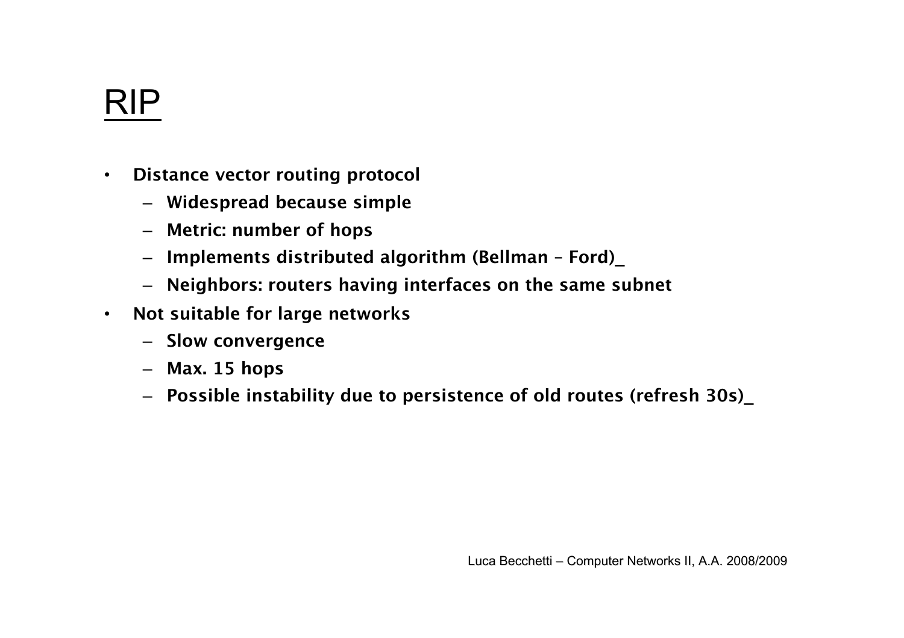# RIP

- **Distance vector routing protocol**
  - **Widespread because simple**
  - **Metric: number of hops**
  - **Implements distributed algorithm (Bellman – Ford)_**
  - **Neighbors: routers having interfaces on the same subnet**
- **Not suitable for large networks**
  - **Slow convergence**
  - **Max. 15 hops**
  - **Possible instability due to persistence of old routes (refresh 30s)_**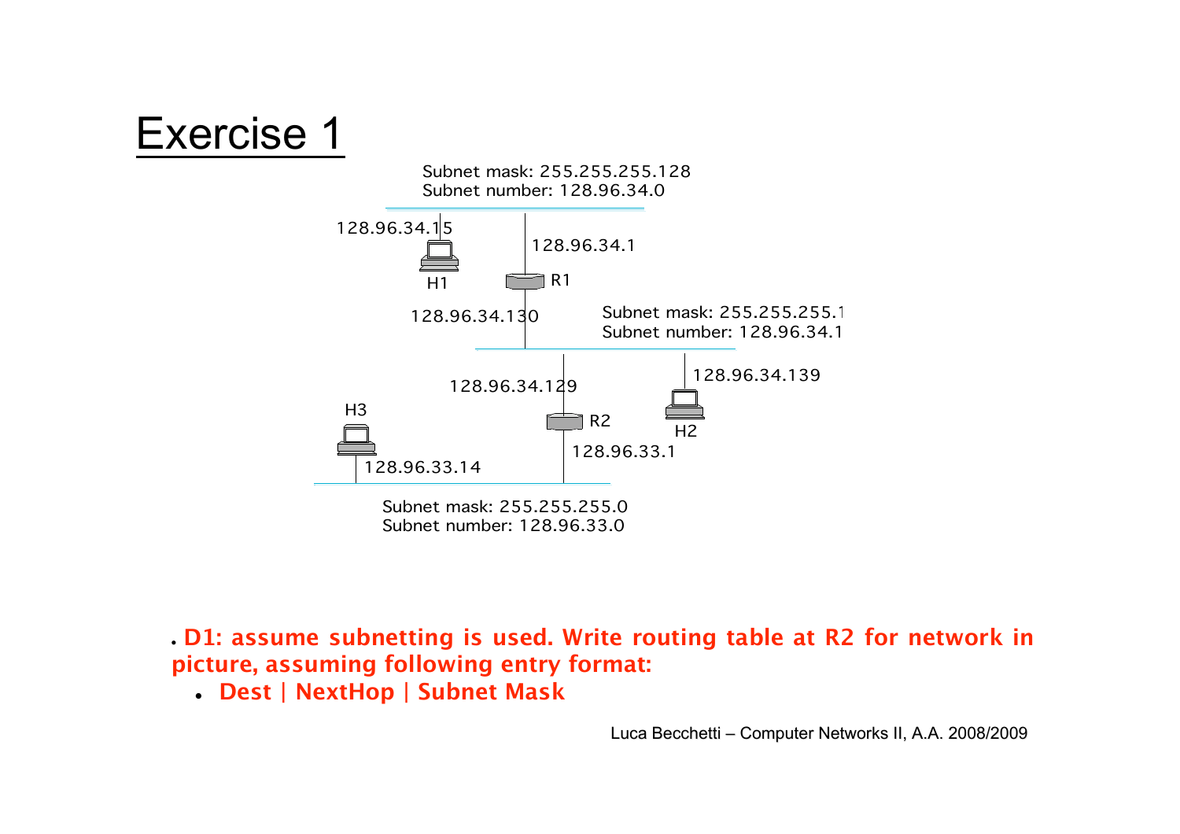# Exercise 1

Subnet mask: 255.255.255.128
Subnet number: 128.96.34.0

128.96.34.15

H1

128.96.34.1

R1

128.96.34.130

Subnet mask: 255.255.255.1
Subnet number: 128.96.34.1

128.96.34.129

128.96.34.139

H3

R2

H2

128.96.33.1

128.96.33.14

Subnet mask: 255.255.255.0
Subnet number: 128.96.33.0

- **D1: assume subnetting is used. Write routing table at R2 for network in picture, assuming following entry format:**
  - **Dest | NextHop | Subnet Mask**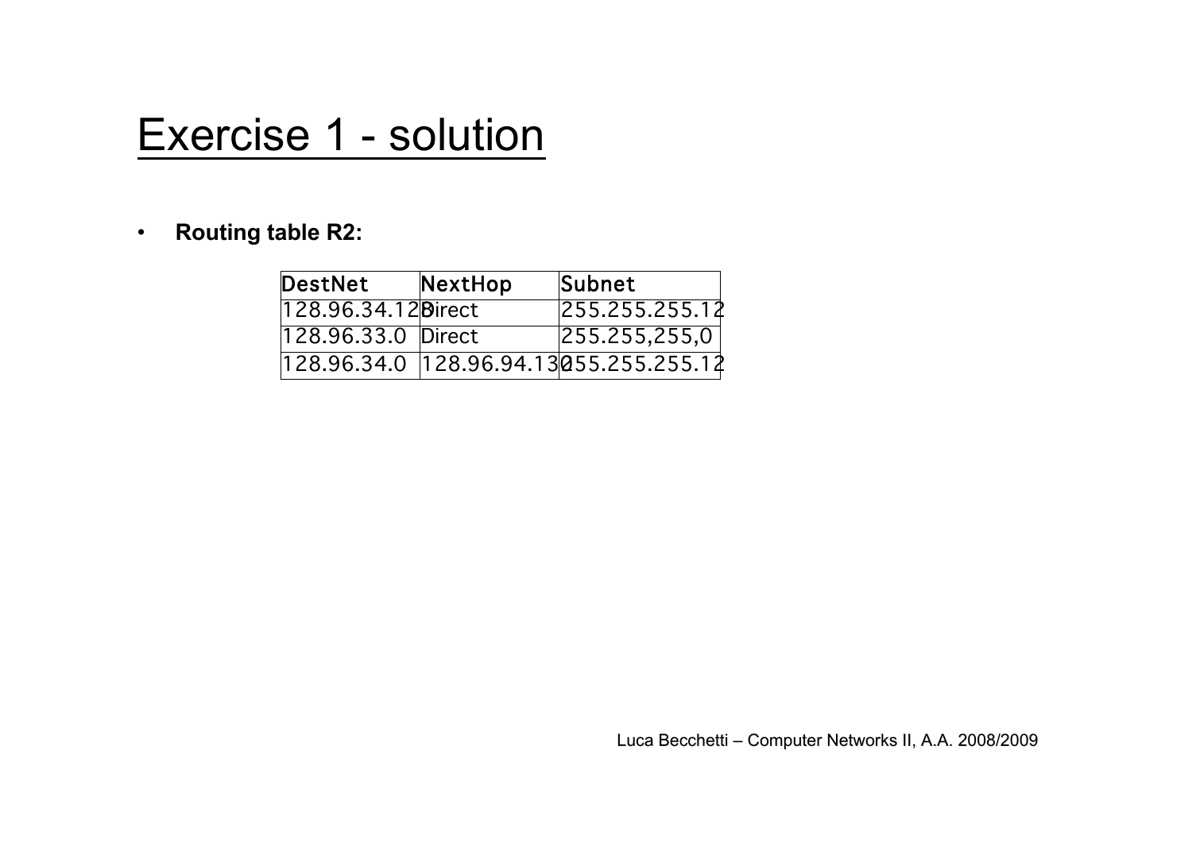# Exercise 1 - solution

- **Routing table R2:**

| DestNet | NextHop | Subnet |
|---|---|---|
| 128.96.34.128 | Direct | 255.255.255.128 |
| 128.96.33.0 | Direct | 255.255,255,0 |
| 128.96.34.0 | 128.96.94.130 | 255.255.255.128 |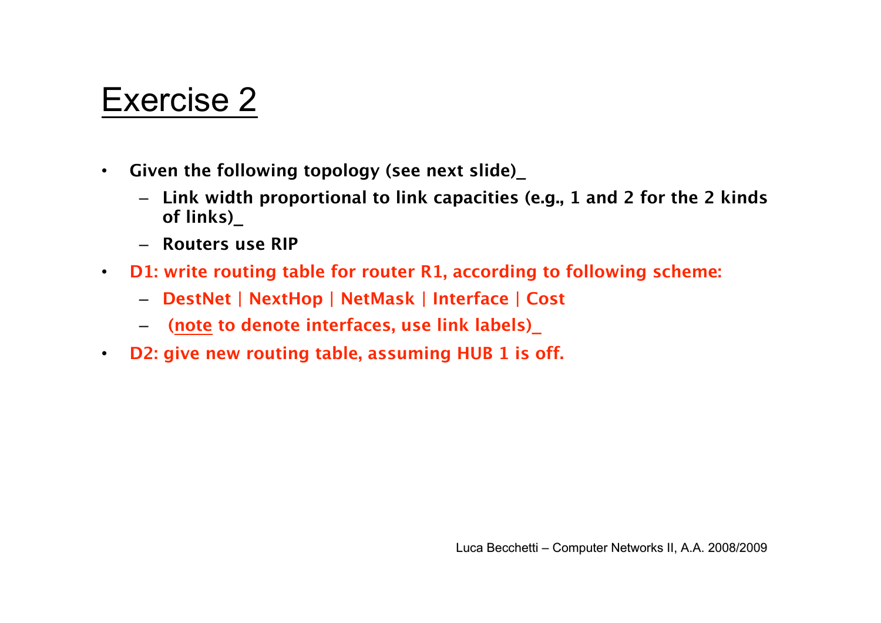# Exercise 2

- Given the following topology (see next slide)_
  - Link width proportional to link capacities (e.g., 1 and 2 for the 2 kinds of links)_
  - Routers use RIP
- D1: write routing table for router R1, according to following scheme:
  - DestNet | NextHop | NetMask | Interface | Cost
  - (note to denote interfaces, use link labels)_
- D2: give new routing table, assuming HUB 1 is off.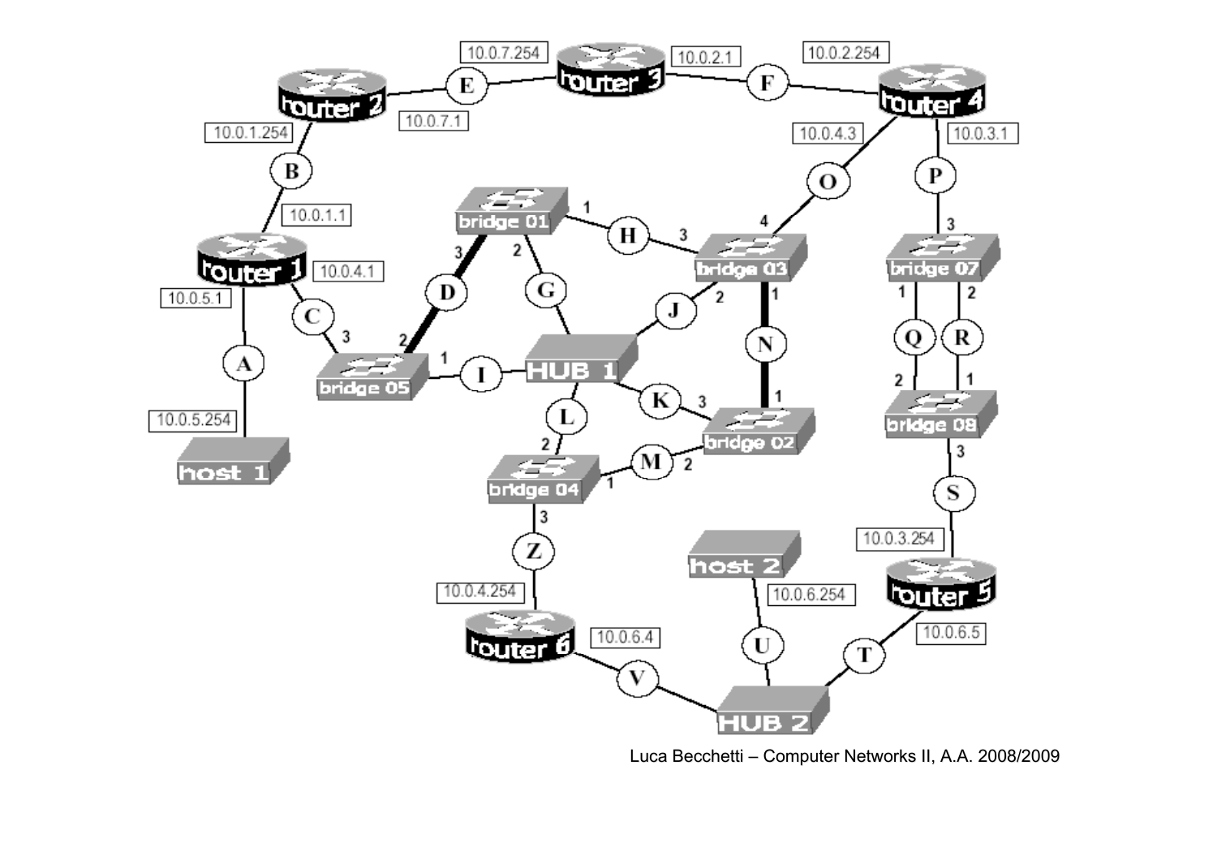router 1: 10.0.1.1, 10.0.4.1, 10.0.5.1

router 2: 10.0.1.254, 10.0.7.1

router 3: 10.0.7.254, 10.0.2.1

router 4: 10.0.2.254, 10.0.4.3, 10.0.3.1

router 5: 10.0.3.254, 10.0.6.5

router 6: 10.0.4.254, 10.0.6.4

host 1: 10.0.5.254

host 2: 10.0.6.254

bridge 01, bridge 02, bridge 03, bridge 04, bridge 05, bridge 07, bridge 08

HUB 1, HUB 2

A, B, C, D, E, F, G, H, I, J, K, L, M, N, O, P, Q, R, S, T, U, V, Z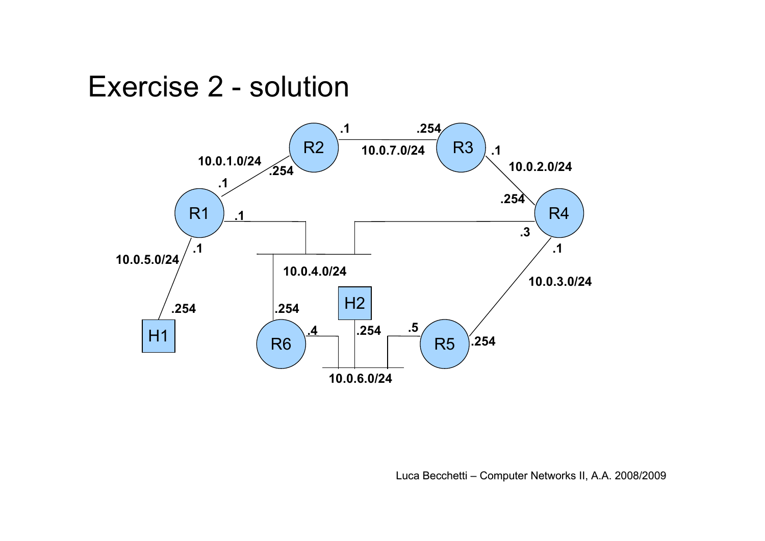# Exercise 2 - solution

R2 .1 — 10.0.7.0/24 — .254 R3

R3 .1 — 10.0.2.0/24 — .254 R4

R1 .1 — 10.0.1.0/24 — .254 R2

R1 .1 — 10.0.5.0/24 — .254 H1

10.0.4.0/24: R1 .1, R4 .3, R6 .254

R4 .1 — 10.0.3.0/24 — .254 R5

10.0.6.0/24: R6 .4, H2 .254, R5 .5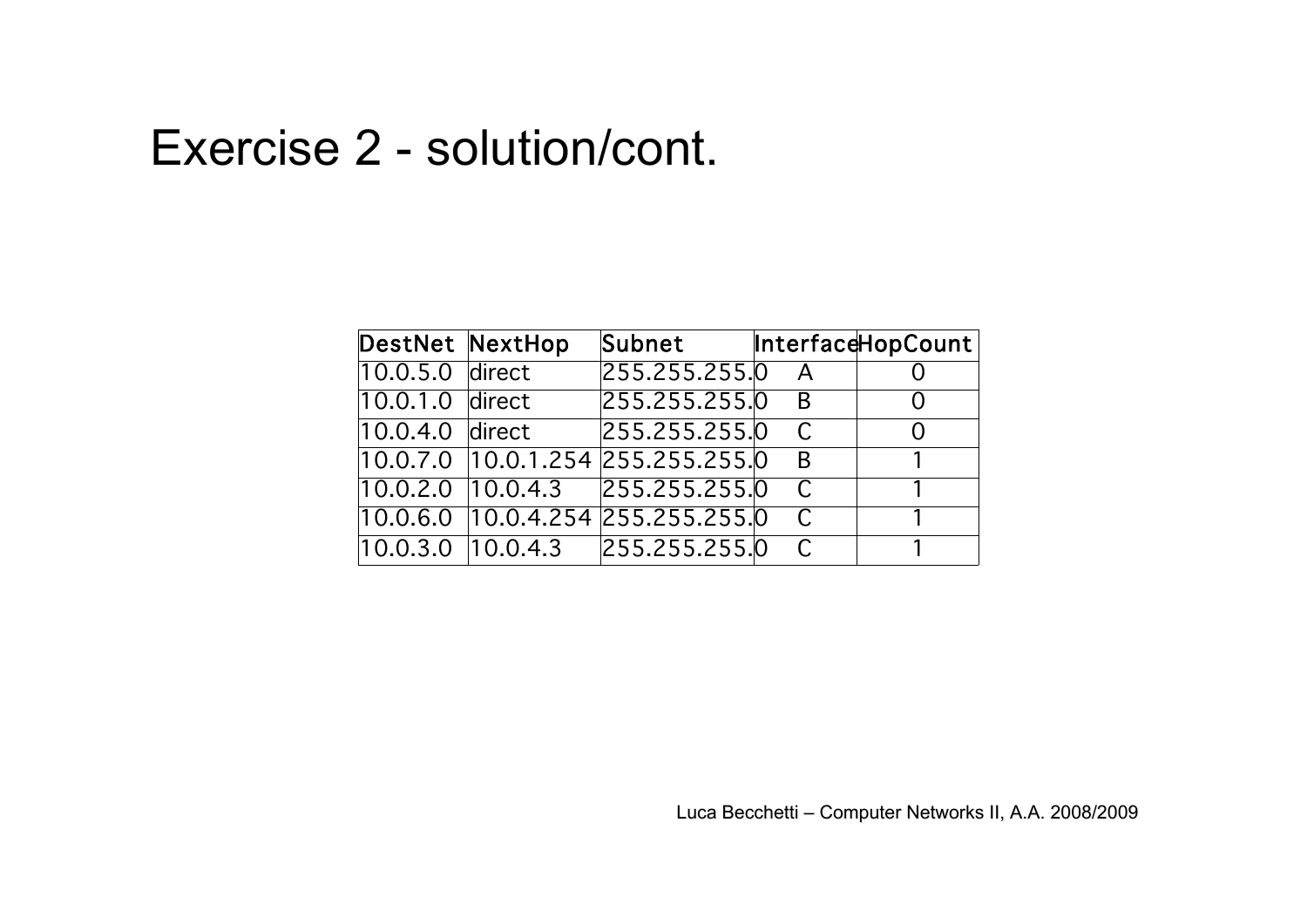# Exercise 2 - solution/cont.

| DestNet | NextHop | Subnet | Interface | HopCount |
|---|---|---|---|---|
| 10.0.5.0 | direct | 255.255.255.0 | A | 0 |
| 10.0.1.0 | direct | 255.255.255.0 | B | 0 |
| 10.0.4.0 | direct | 255.255.255.0 | C | 0 |
| 10.0.7.0 | 10.0.1.254 | 255.255.255.0 | B | 1 |
| 10.0.2.0 | 10.0.4.3 | 255.255.255.0 | C | 1 |
| 10.0.6.0 | 10.0.4.254 | 255.255.255.0 | C | 1 |
| 10.0.3.0 | 10.0.4.3 | 255.255.255.0 | C | 1 |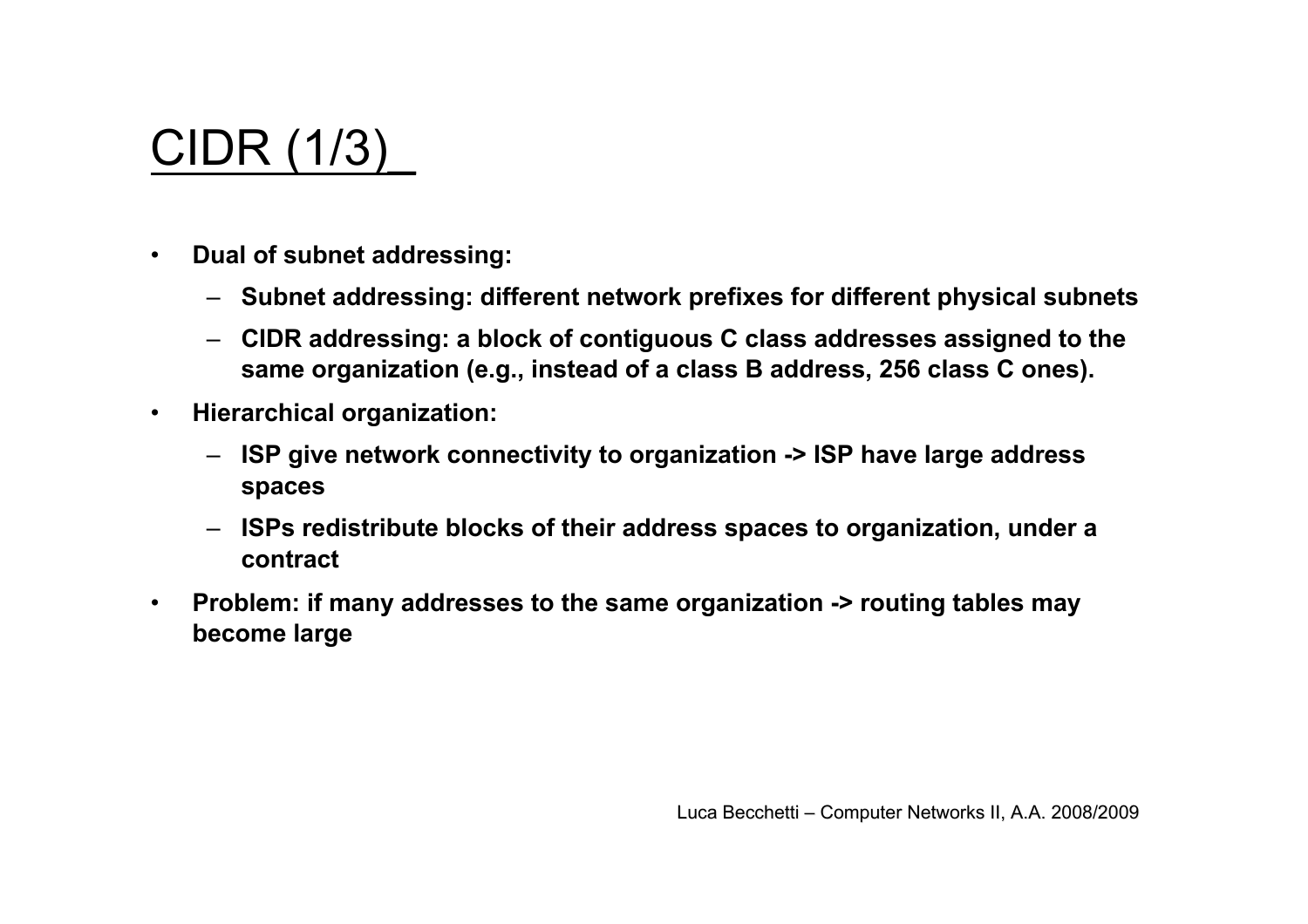# CIDR (1/3)

- **Dual of subnet addressing:**
  - **Subnet addressing: different network prefixes for different physical subnets**
  - **CIDR addressing: a block of contiguous C class addresses assigned to the same organization (e.g., instead of a class B address, 256 class C ones).**
- **Hierarchical organization:**
  - **ISP give network connectivity to organization -> ISP have large address spaces**
  - **ISPs redistribute blocks of their address spaces to organization, under a contract**
- **Problem: if many addresses to the same organization -> routing tables may become large**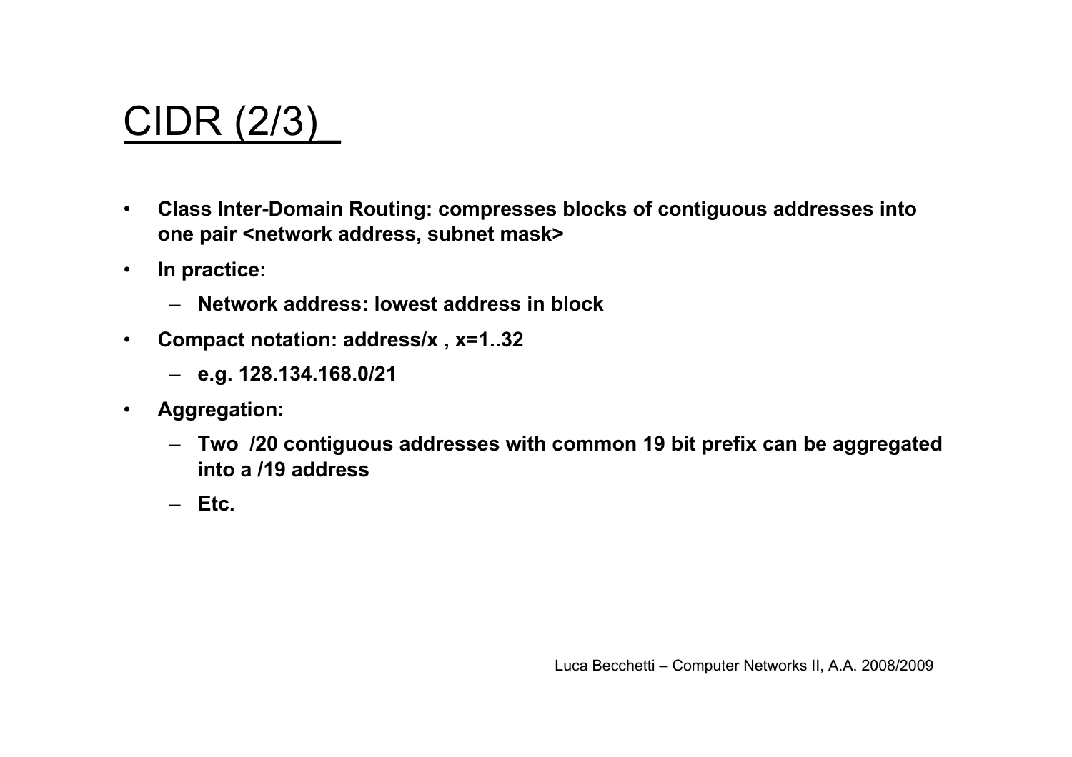# CIDR (2/3)_

- **Class Inter-Domain Routing: compresses blocks of contiguous addresses into one pair <network address, subnet mask>**
- **In practice:**
  - **Network address: lowest address in block**
- **Compact notation: address/x , x=1..32**
  - **e.g. 128.134.168.0/21**
- **Aggregation:**
  - **Two /20 contiguous addresses with common 19 bit prefix can be aggregated into a /19 address**
  - **Etc.**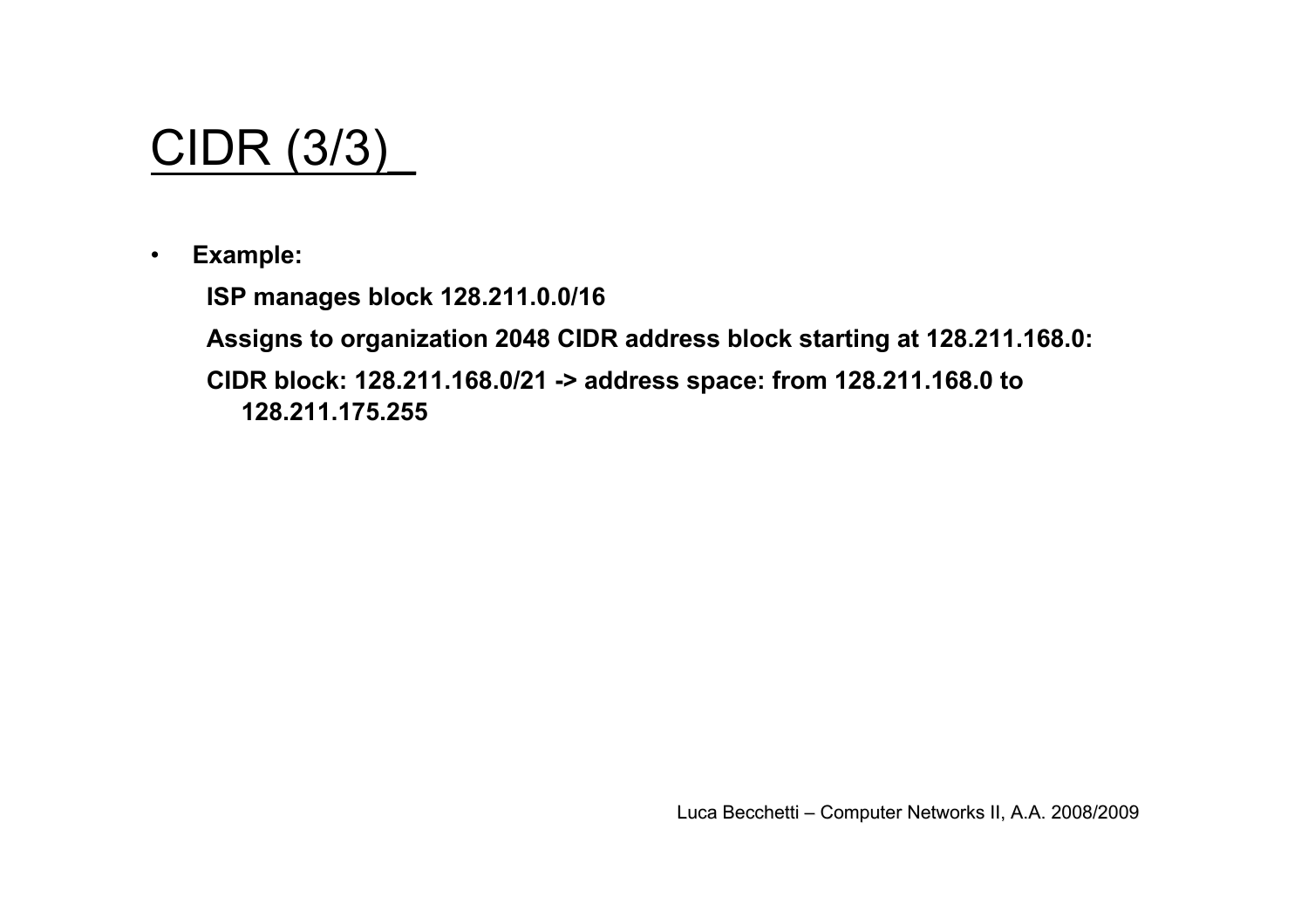# CIDR (3/3)

- **Example:**

  **ISP manages block 128.211.0.0/16**

  **Assigns to organization 2048 CIDR address block starting at 128.211.168.0:**

  **CIDR block: 128.211.168.0/21 -> address space: from 128.211.168.0 to 128.211.175.255**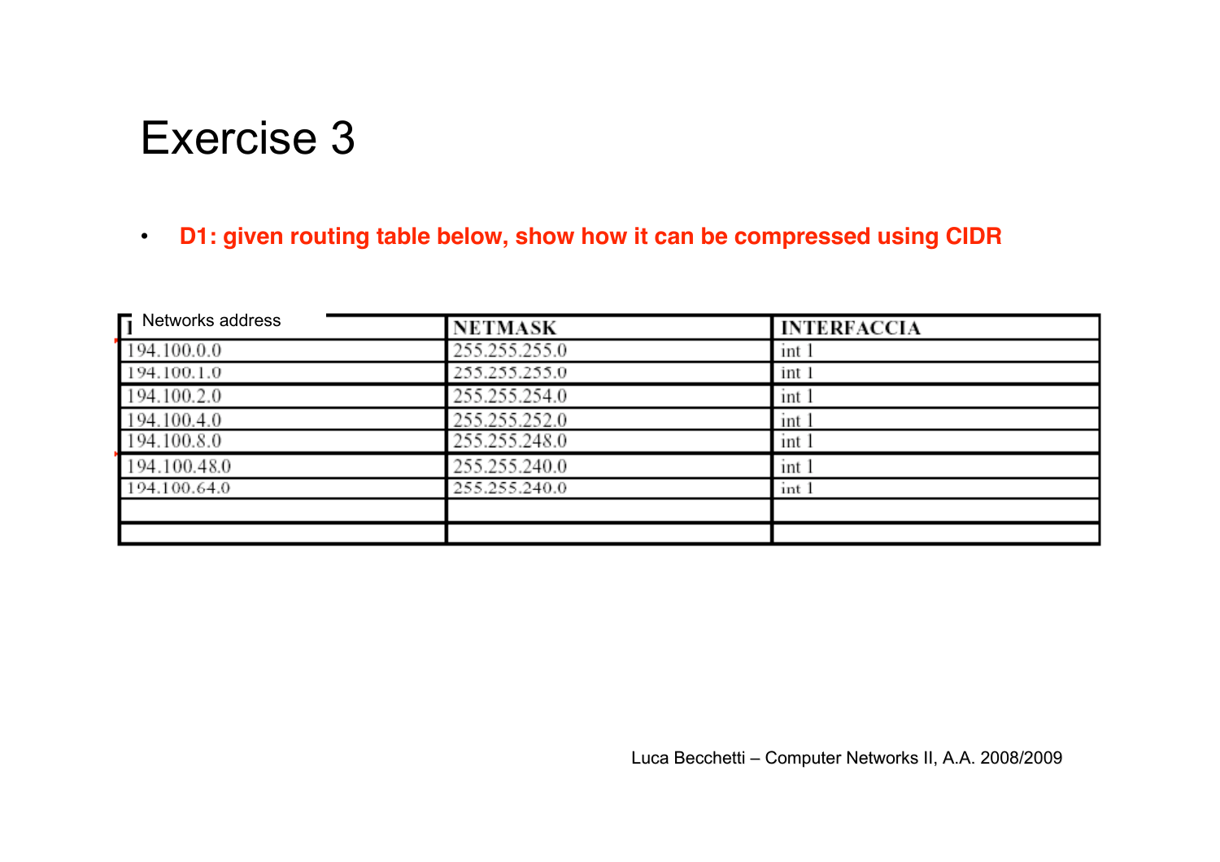# Exercise 3

- **D1: given routing table below, show how it can be compressed using CIDR**

| Networks address | NETMASK | INTERFACCIA |
|---|---|---|
| 194.100.0.0 | 255.255.255.0 | int 1 |
| 194.100.1.0 | 255.255.255.0 | int 1 |
| 194.100.2.0 | 255.255.254.0 | int 1 |
| 194.100.4.0 | 255.255.252.0 | int 1 |
| 194.100.8.0 | 255.255.248.0 | int 1 |
| 194.100.48.0 | 255.255.240.0 | int 1 |
| 194.100.64.0 | 255.255.240.0 | int 1 |
| | | |
| | | |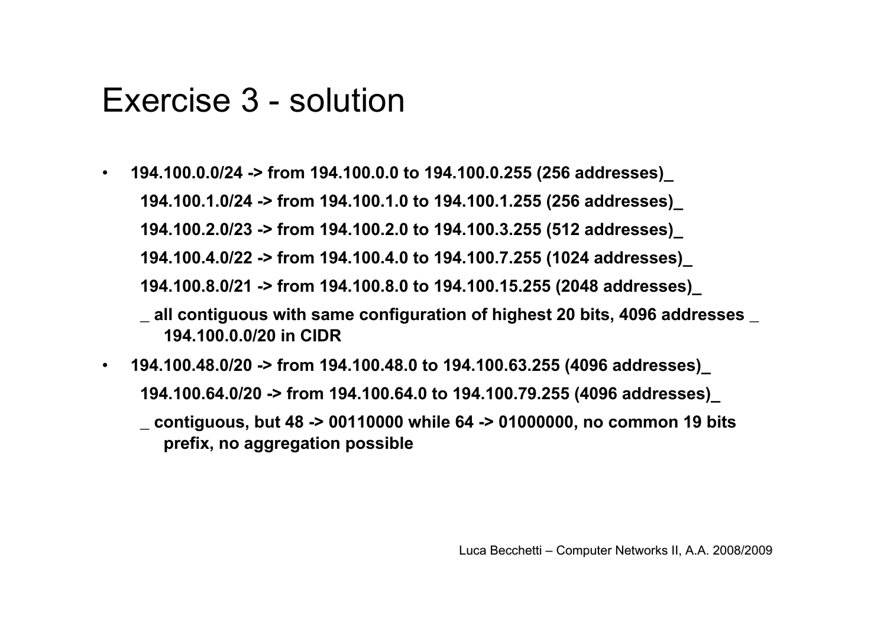# Exercise 3 - solution

- **194.100.0.0/24 -> from 194.100.0.0 to 194.100.0.255 (256 addresses)_**

  **194.100.1.0/24 -> from 194.100.1.0 to 194.100.1.255 (256 addresses)_**

  **194.100.2.0/23 -> from 194.100.2.0 to 194.100.3.255 (512 addresses)_**

  **194.100.4.0/22 -> from 194.100.4.0 to 194.100.7.255 (1024 addresses)_**

  **194.100.8.0/21 -> from 194.100.8.0 to 194.100.15.255 (2048 addresses)_**

  **_ all contiguous with same configuration of highest 20 bits, 4096 addresses _ 194.100.0.0/20 in CIDR**

- **194.100.48.0/20 -> from 194.100.48.0 to 194.100.63.255 (4096 addresses)_**

  **194.100.64.0/20 -> from 194.100.64.0 to 194.100.79.255 (4096 addresses)_**

  **_ contiguous, but 48 -> 00110000 while 64 -> 01000000, no common 19 bits prefix, no aggregation possible**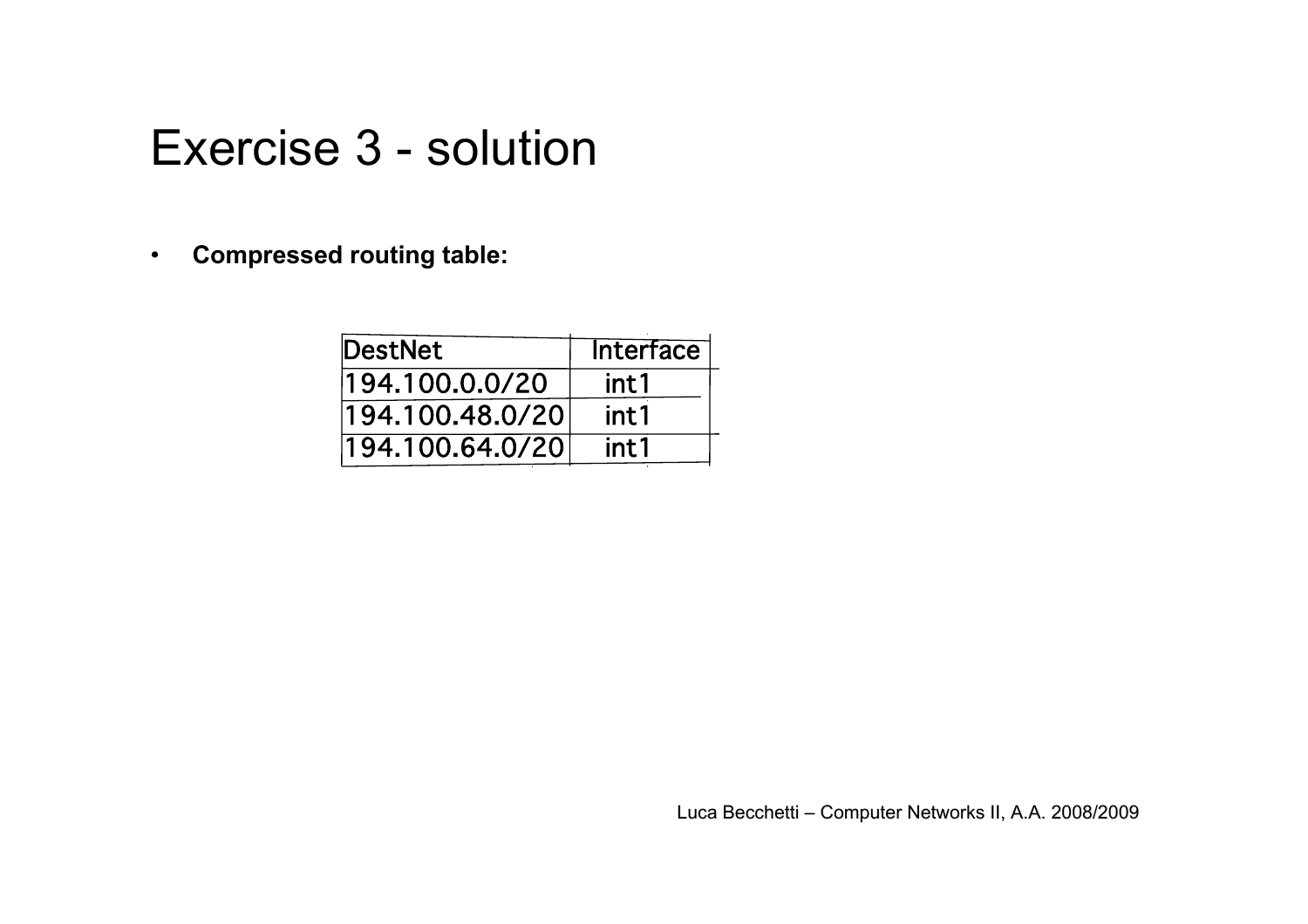# Exercise 3 - solution

- **Compressed routing table:**

| DestNet | Interface |
|---|---|
| 194.100.0.0/20 | int1 |
| 194.100.48.0/20 | int1 |
| 194.100.64.0/20 | int1 |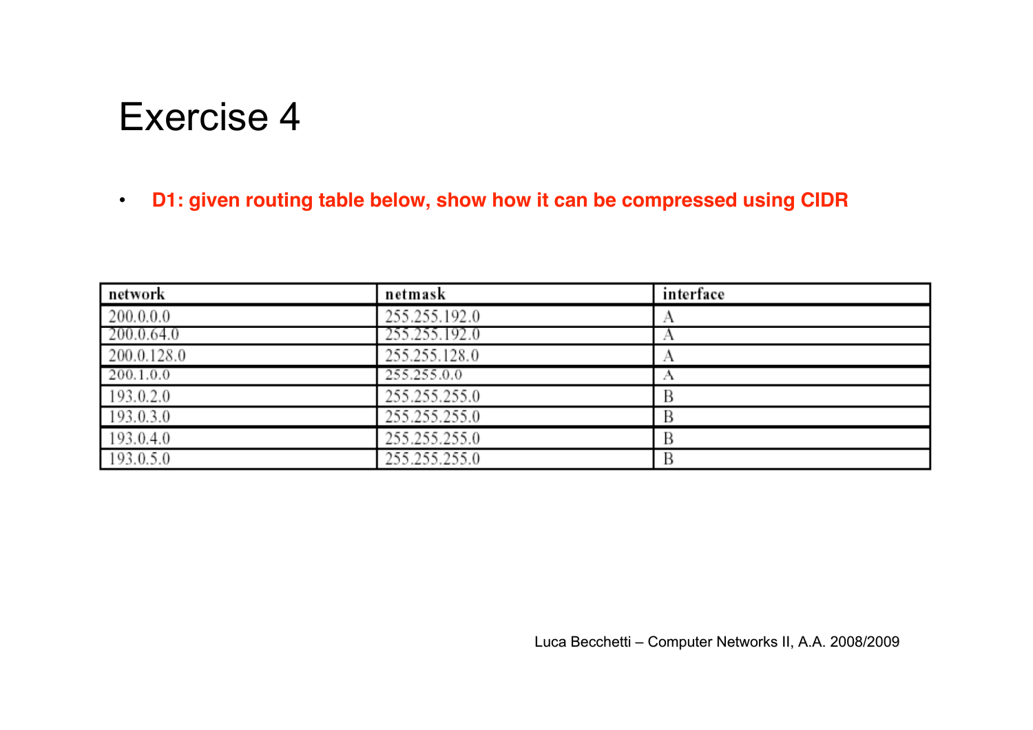# Exercise 4

- **D1: given routing table below, show how it can be compressed using CIDR**

| network | netmask | interface |
|---|---|---|
| 200.0.0.0 | 255.255.192.0 | A |
| 200.0.64.0 | 255.255.192.0 | A |
| 200.0.128.0 | 255.255.128.0 | A |
| 200.1.0.0 | 255.255.0.0 | A |
| 193.0.2.0 | 255.255.255.0 | B |
| 193.0.3.0 | 255.255.255.0 | B |
| 193.0.4.0 | 255.255.255.0 | B |
| 193.0.5.0 | 255.255.255.0 | B |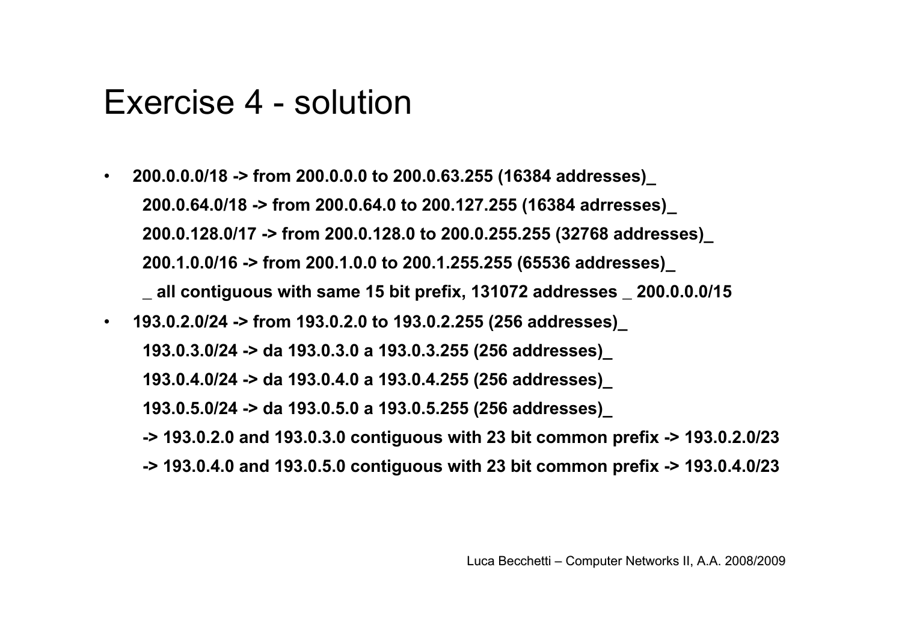# Exercise 4 - solution

- **200.0.0.0/18 -> from 200.0.0.0 to 200.0.63.255 (16384 addresses)_**
  **200.0.64.0/18 -> from 200.0.64.0 to 200.127.255 (16384 adrresses)_**
  **200.0.128.0/17 -> from 200.0.128.0 to 200.0.255.255 (32768 addresses)_**
  **200.1.0.0/16 -> from 200.1.0.0 to 200.1.255.255 (65536 addresses)_**
  **_ all contiguous with same 15 bit prefix, 131072 addresses _ 200.0.0.0/15**
- **193.0.2.0/24 -> from 193.0.2.0 to 193.0.2.255 (256 addresses)_**
  **193.0.3.0/24 -> da 193.0.3.0 a 193.0.3.255 (256 addresses)_**
  **193.0.4.0/24 -> da 193.0.4.0 a 193.0.4.255 (256 addresses)_**
  **193.0.5.0/24 -> da 193.0.5.0 a 193.0.5.255 (256 addresses)_**
  **-> 193.0.2.0 and 193.0.3.0 contiguous with 23 bit common prefix -> 193.0.2.0/23**
  **-> 193.0.4.0 and 193.0.5.0 contiguous with 23 bit common prefix -> 193.0.4.0/23**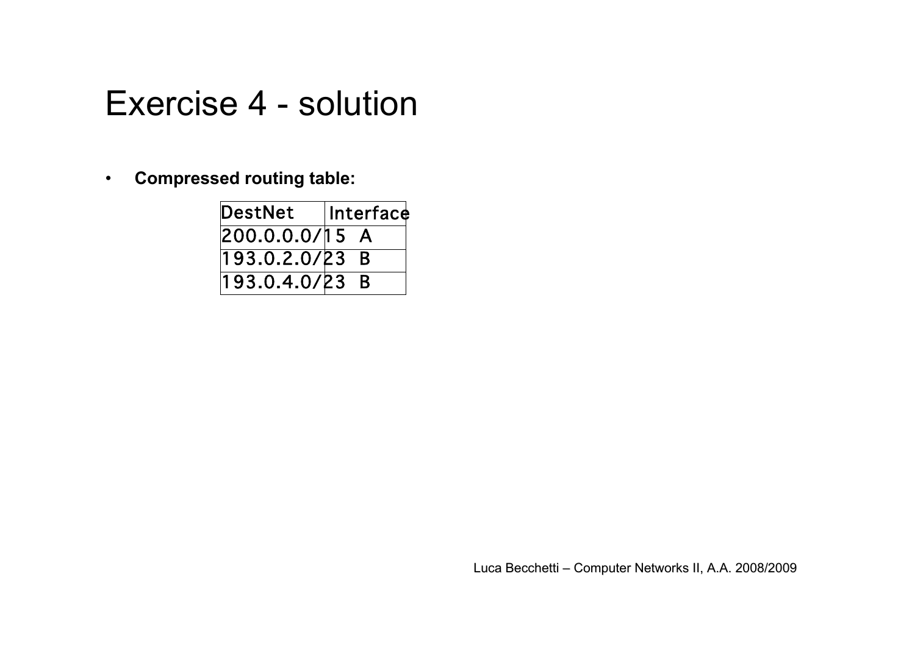# Exercise 4 - solution

- **Compressed routing table:**

| DestNet | Interface |
|---|---|
| 200.0.0.0/15 | A |
| 193.0.2.0/23 | B |
| 193.0.4.0/23 | B |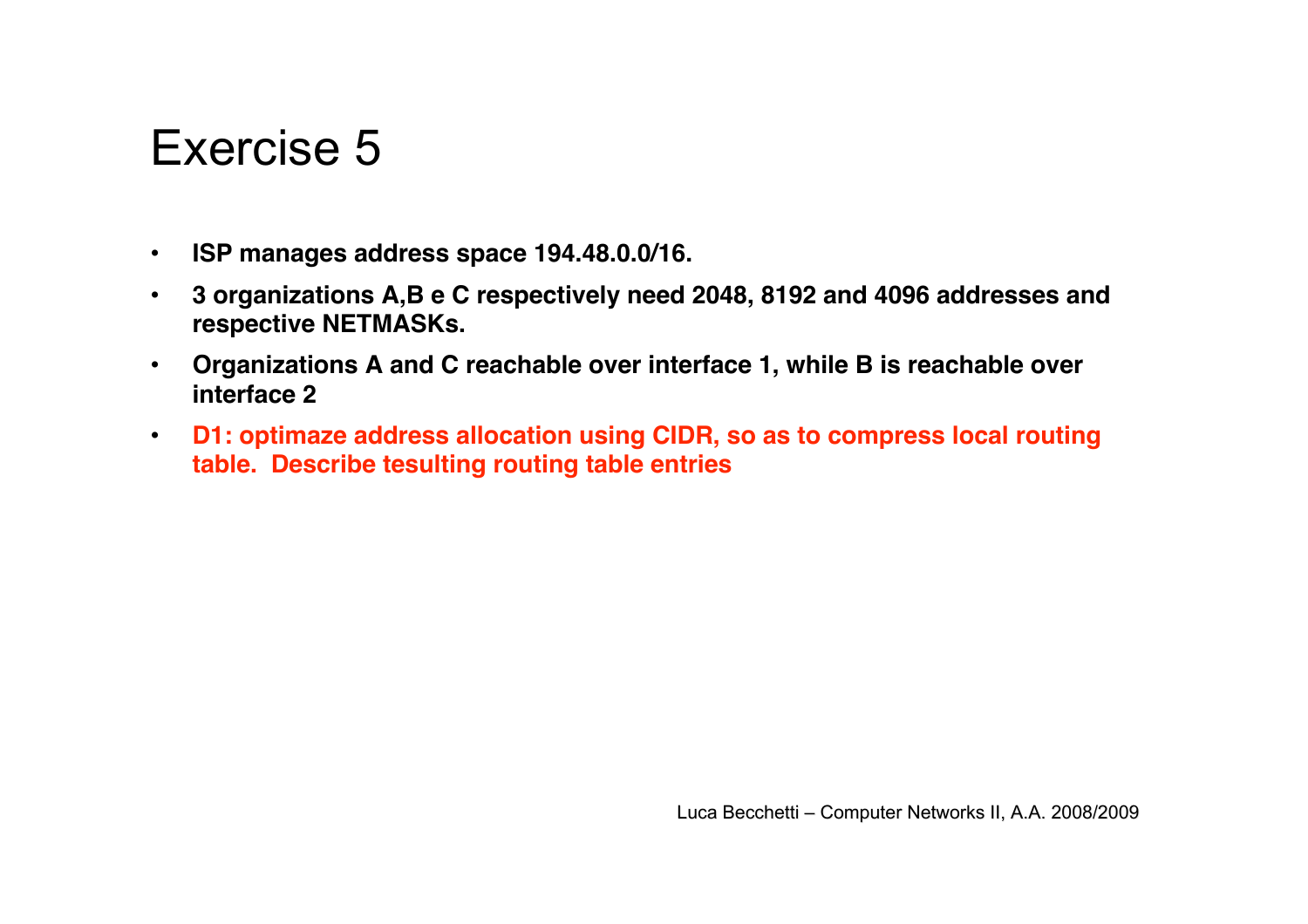# Exercise 5

- **ISP manages address space 194.48.0.0/16.**
- **3 organizations A,B e C respectively need 2048, 8192 and 4096 addresses and respective NETMASKs.**
- **Organizations A and C reachable over interface 1, while B is reachable over interface 2**
- **D1: optimaze address allocation using CIDR, so as to compress local routing table. Describe tesulting routing table entries**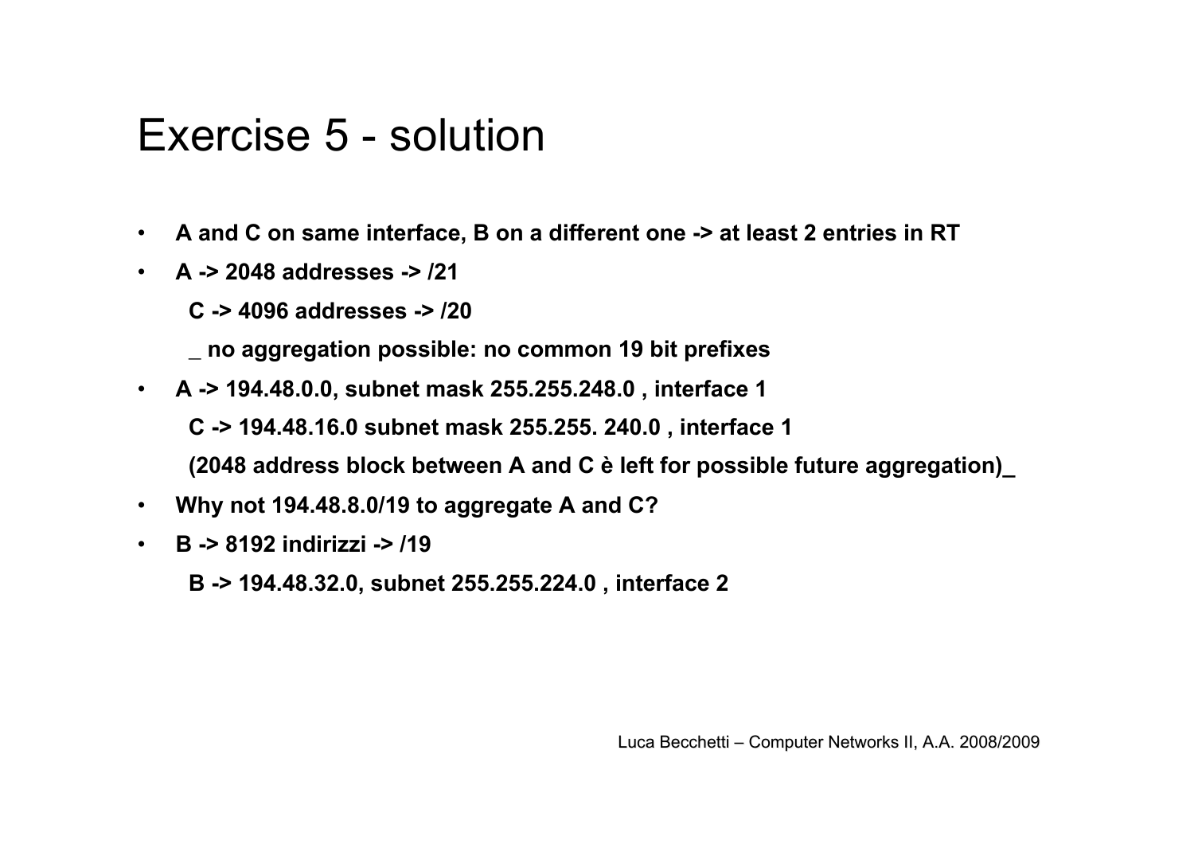# Exercise 5 - solution

- **A and C on same interface, B on a different one -> at least 2 entries in RT**
- **A -> 2048 addresses -> /21**

  **C -> 4096 addresses -> /20**

  **_ no aggregation possible: no common 19 bit prefixes**
- **A -> 194.48.0.0, subnet mask 255.255.248.0 , interface 1**

  **C -> 194.48.16.0 subnet mask 255.255. 240.0 , interface 1**

  **(2048 address block between A and C è left for possible future aggregation)_**
- **Why not 194.48.8.0/19 to aggregate A and C?**
- **B -> 8192 indirizzi -> /19**

  **B -> 194.48.32.0, subnet 255.255.224.0 , interface 2**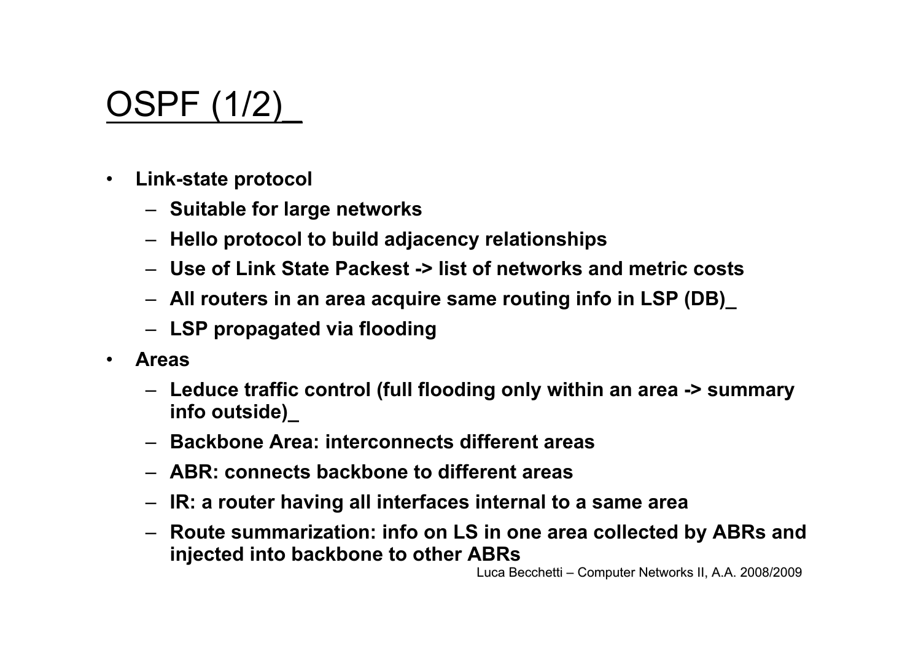# OSPF (1/2)_

- **Link-state protocol**
  - **Suitable for large networks**
  - **Hello protocol to build adjacency relationships**
  - **Use of Link State Packest -> list of networks and metric costs**
  - **All routers in an area acquire same routing info in LSP (DB)_**
  - **LSP propagated via flooding**
- **Areas**
  - **Leduce traffic control (full flooding only within an area -> summary info outside)_**
  - **Backbone Area: interconnects different areas**
  - **ABR: connects backbone to different areas**
  - **IR: a router having all interfaces internal to a same area**
  - **Route summarization: info on LS in one area collected by ABRs and injected into backbone to other ABRs**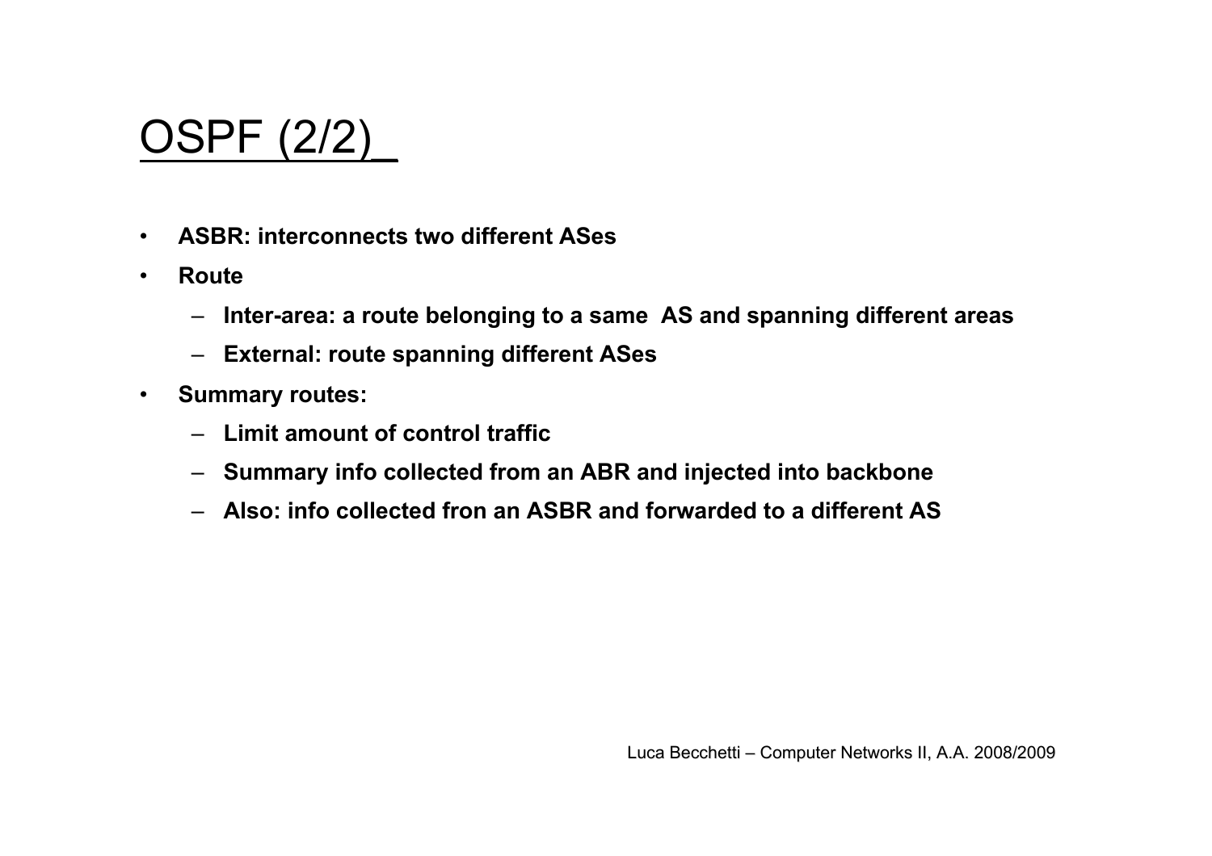# OSPF (2/2)

- **ASBR: interconnects two different ASes**
- **Route**
  - **Inter-area: a route belonging to a same AS and spanning different areas**
  - **External: route spanning different ASes**
- **Summary routes:**
  - **Limit amount of control traffic**
  - **Summary info collected from an ABR and injected into backbone**
  - **Also: info collected fron an ASBR and forwarded to a different AS**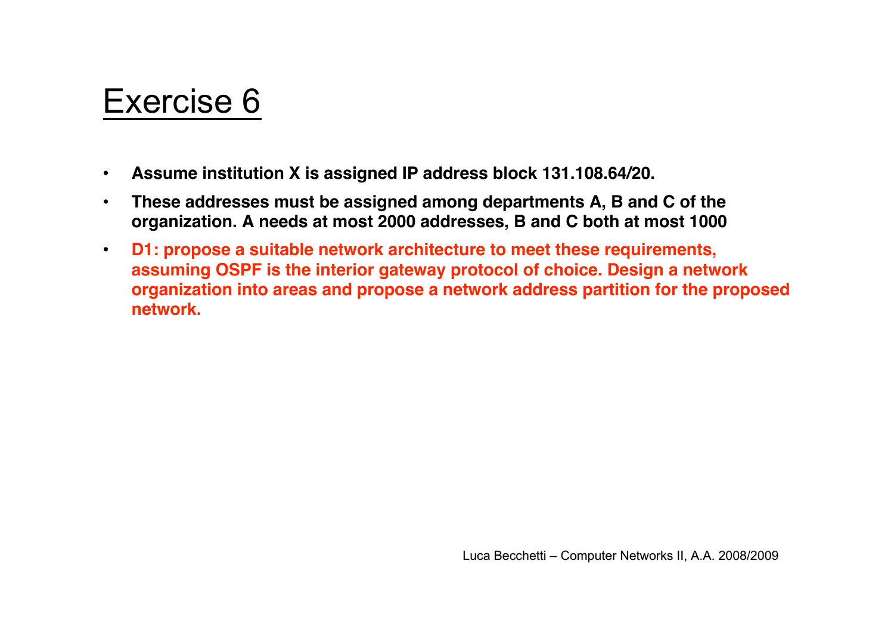# Exercise 6

- **Assume institution X is assigned IP address block 131.108.64/20.**
- **These addresses must be assigned among departments A, B and C of the organization. A needs at most 2000 addresses, B and C both at most 1000**
- **D1: propose a suitable network architecture to meet these requirements, assuming OSPF is the interior gateway protocol of choice. Design a network organization into areas and propose a network address partition for the proposed network.**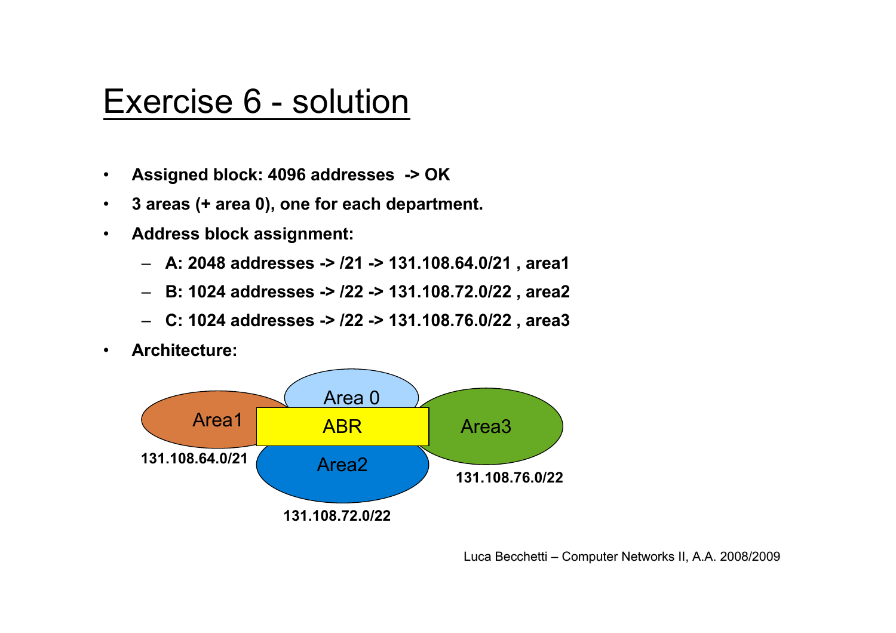# Exercise 6 - solution

- **Assigned block: 4096 addresses -> OK**
- **3 areas (+ area 0), one for each department.**
- **Address block assignment:**
  - **A: 2048 addresses -> /21 -> 131.108.64.0/21 , area1**
  - **B: 1024 addresses -> /22 -> 131.108.72.0/22 , area2**
  - **C: 1024 addresses -> /22 -> 131.108.76.0/22 , area3**
- **Architecture:**

Area 0

Area1 | ABR | Area3

Area2

**131.108.64.0/21**

**131.108.76.0/22**

**131.108.72.0/22**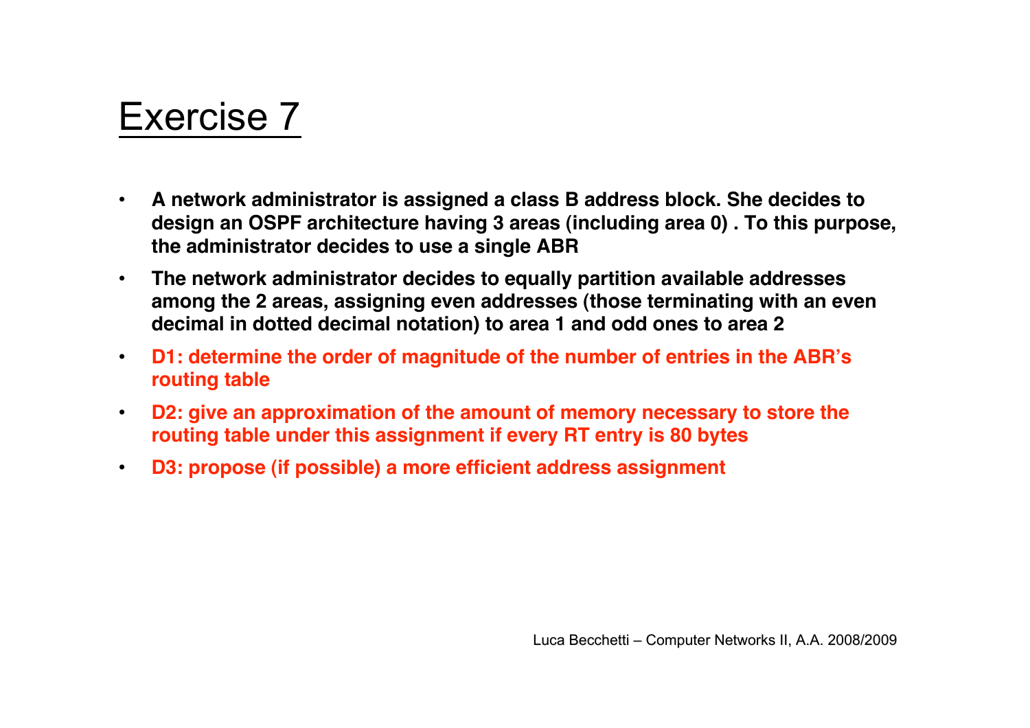# Exercise 7

- **A network administrator is assigned a class B address block. She decides to design an OSPF architecture having 3 areas (including area 0) . To this purpose, the administrator decides to use a single ABR**
- **The network administrator decides to equally partition available addresses among the 2 areas, assigning even addresses (those terminating with an even decimal in dotted decimal notation) to area 1 and odd ones to area 2**
- **D1: determine the order of magnitude of the number of entries in the ABR's routing table**
- **D2: give an approximation of the amount of memory necessary to store the routing table under this assignment if every RT entry is 80 bytes**
- **D3: propose (if possible) a more efficient address assignment**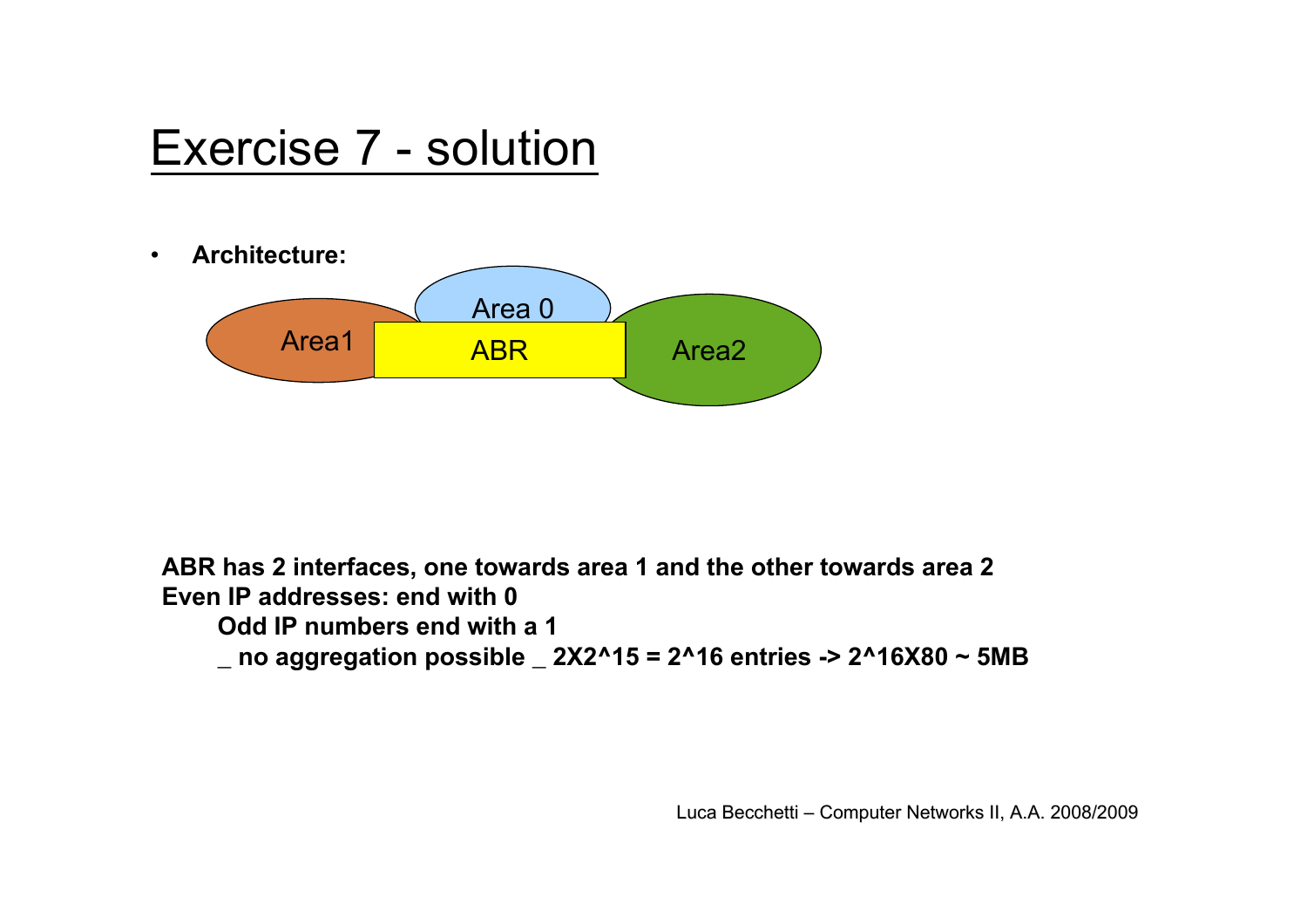# Exercise 7 - solution

- **Architecture:**

Area 0

Area1 ABR Area2

**ABR has 2 interfaces, one towards area 1 and the other towards area 2**
**Even IP addresses: end with 0**

**Odd IP numbers end with a 1**

**_ no aggregation possible _ 2X2^15 = 2^16 entries -> 2^16X80 ~ 5MB**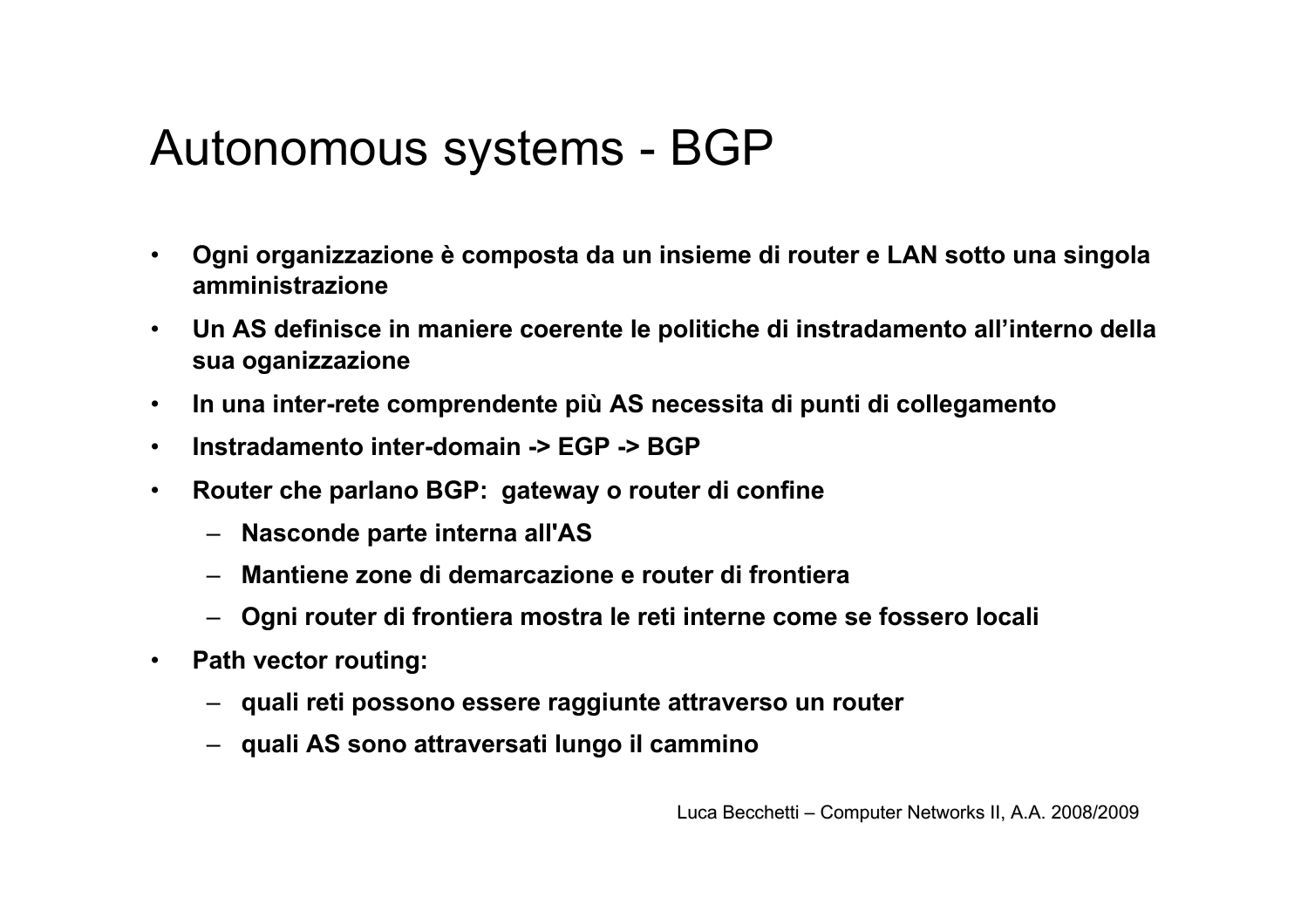# Autonomous systems - BGP

- **Ogni organizzazione è composta da un insieme di router e LAN sotto una singola amministrazione**
- **Un AS definisce in maniere coerente le politiche di instradamento all'interno della sua oganizzazione**
- **In una inter-rete comprendente più AS necessita di punti di collegamento**
- **Instradamento inter-domain -> EGP -> BGP**
- **Router che parlano BGP: gateway o router di confine**
  - **Nasconde parte interna all'AS**
  - **Mantiene zone di demarcazione e router di frontiera**
  - **Ogni router di frontiera mostra le reti interne come se fossero locali**
- **Path vector routing:**
  - **quali reti possono essere raggiunte attraverso un router**
  - **quali AS sono attraversati lungo il cammino**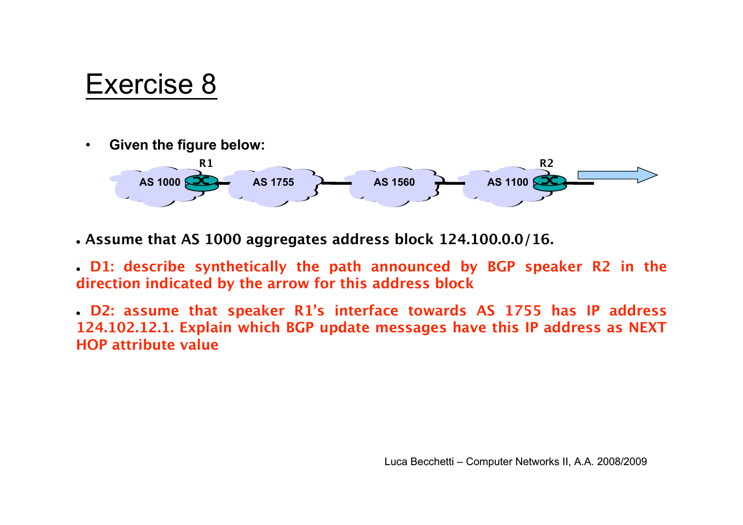# Exercise 8

- **Given the figure below:**

R1 R2

AS 1000 AS 1755 AS 1560 AS 1100

- **Assume that AS 1000 aggregates address block 124.100.0.0/16.**
- **D1: describe synthetically the path announced by BGP speaker R2 in the direction indicated by the arrow for this address block**
- **D2: assume that speaker R1's interface towards AS 1755 has IP address 124.102.12.1. Explain which BGP update messages have this IP address as NEXT HOP attribute value**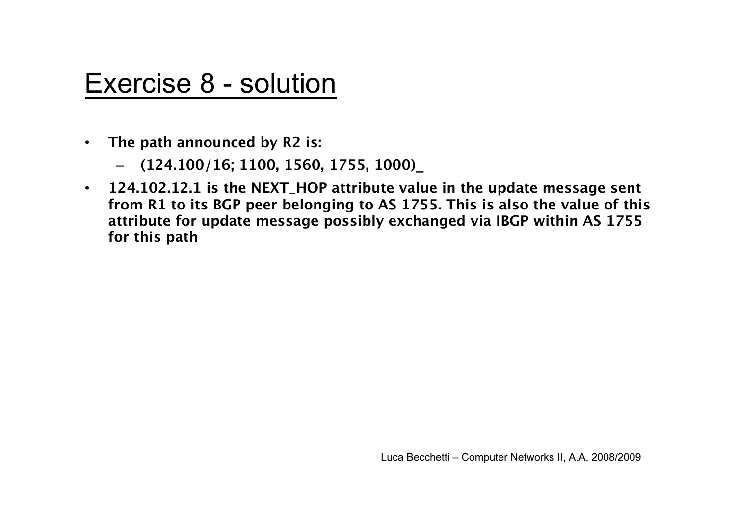# Exercise 8 - solution

- **The path announced by R2 is:**
  - **(124.100/16; 1100, 1560, 1755, 1000)_**
- **124.102.12.1 is the NEXT_HOP attribute value in the update message sent from R1 to its BGP peer belonging to AS 1755. This is also the value of this attribute for update message possibly exchanged via IBGP within AS 1755 for this path**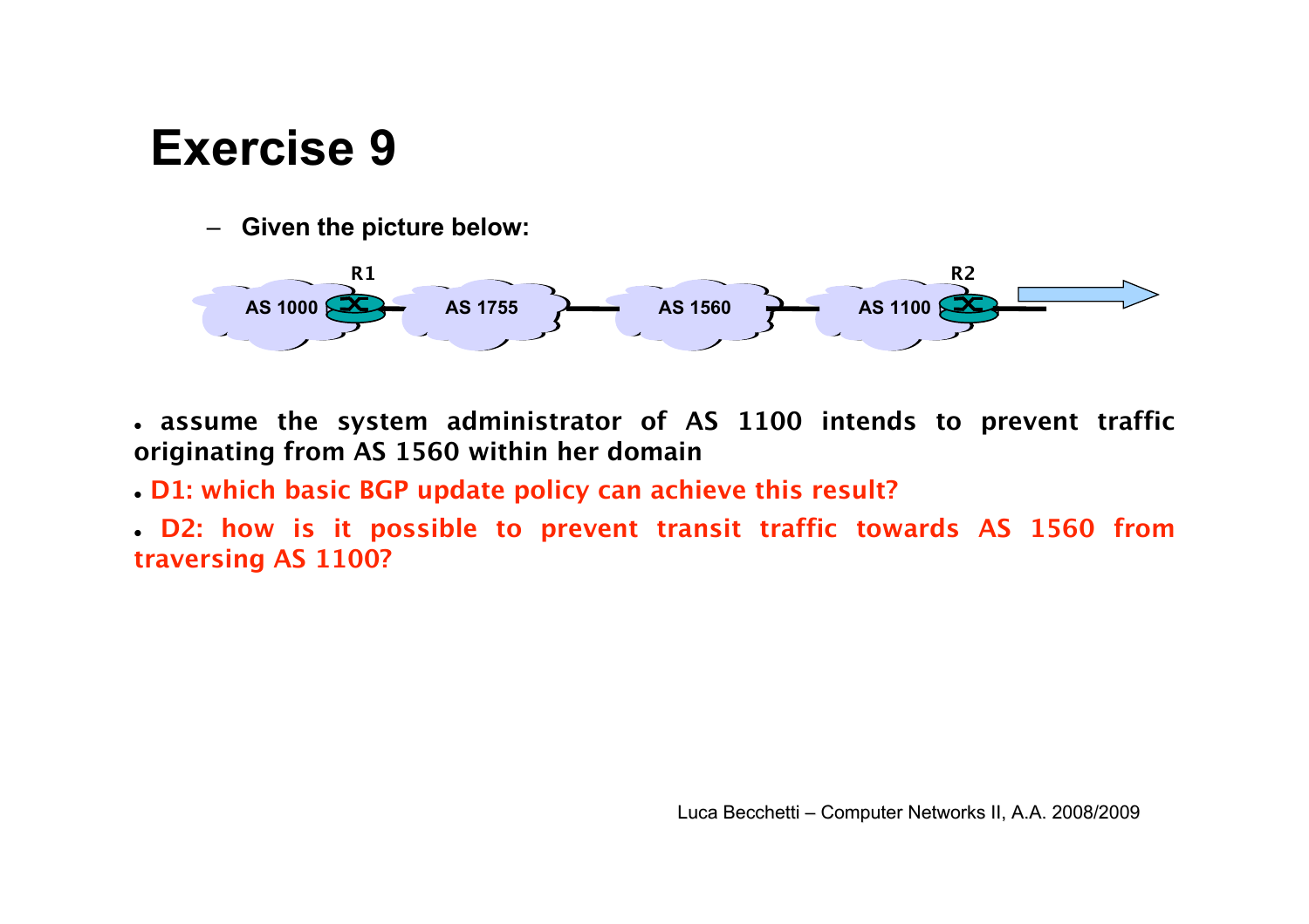# Exercise 9

- **Given the picture below:**

- **assume the system administrator of AS 1100 intends to prevent traffic originating from AS 1560 within her domain**
- **D1: which basic BGP update policy can achieve this result?**
- **D2: how is it possible to prevent transit traffic towards AS 1560 from traversing AS 1100?**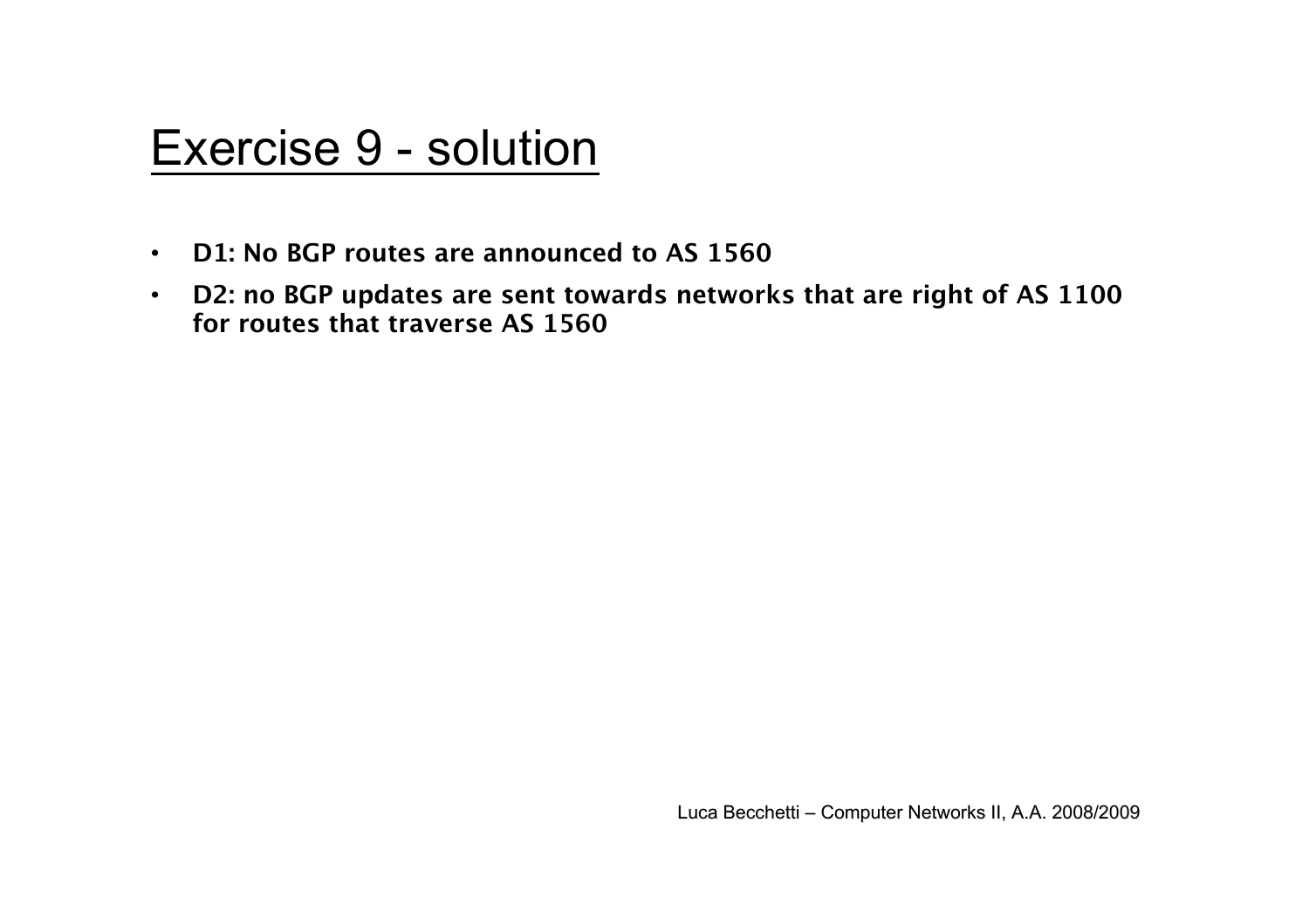# Exercise 9 - solution

- **D1: No BGP routes are announced to AS 1560**
- **D2: no BGP updates are sent towards networks that are right of AS 1100 for routes that traverse AS 1560**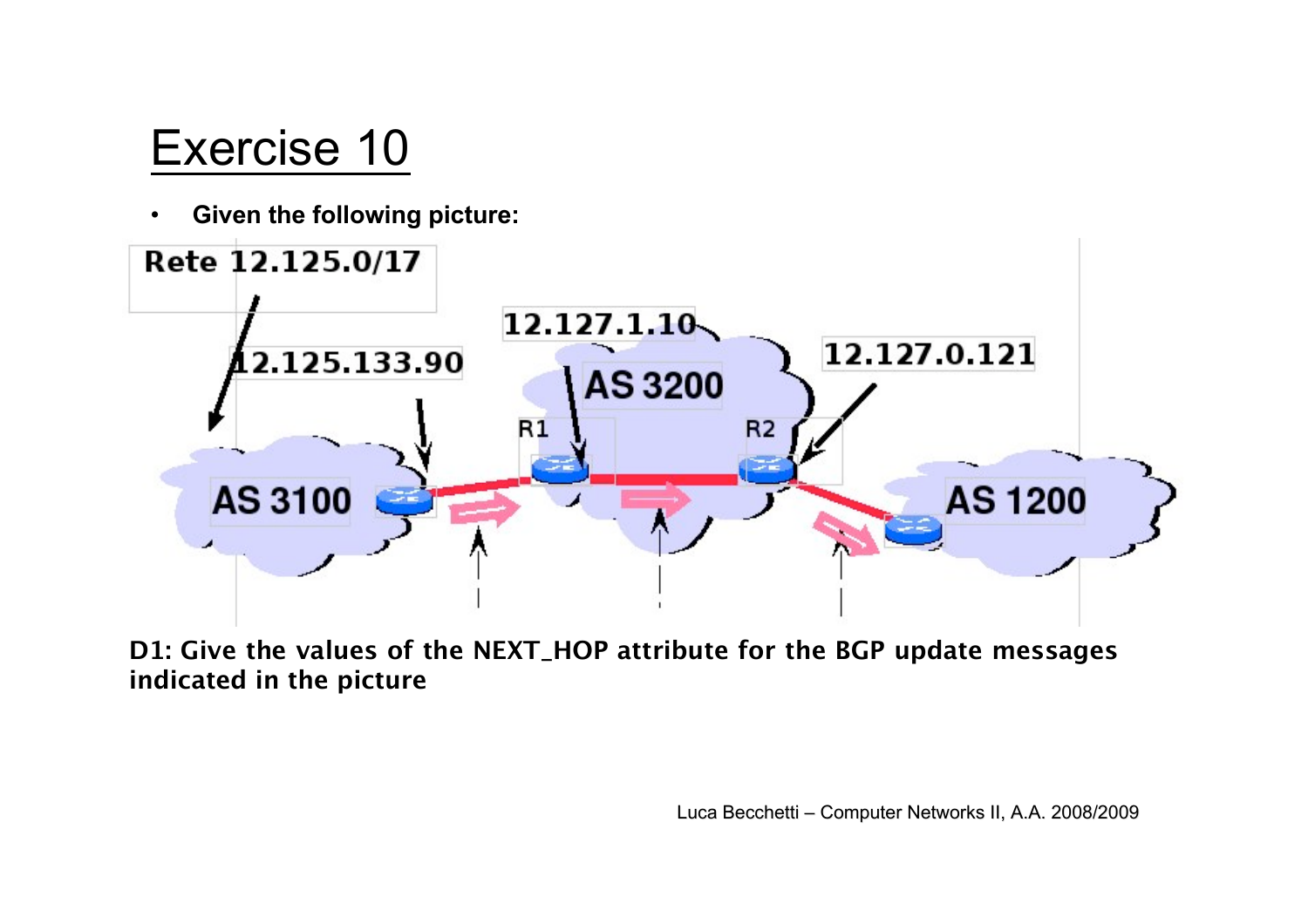# Exercise 10

- **Given the following picture:**

Rete 12.125.0/17

12.125.133.90

12.127.1.10

AS 3200

12.127.0.121

R1

R2

AS 3100

AS 1200

**D1: Give the values of the NEXT_HOP attribute for the BGP update messages indicated in the picture**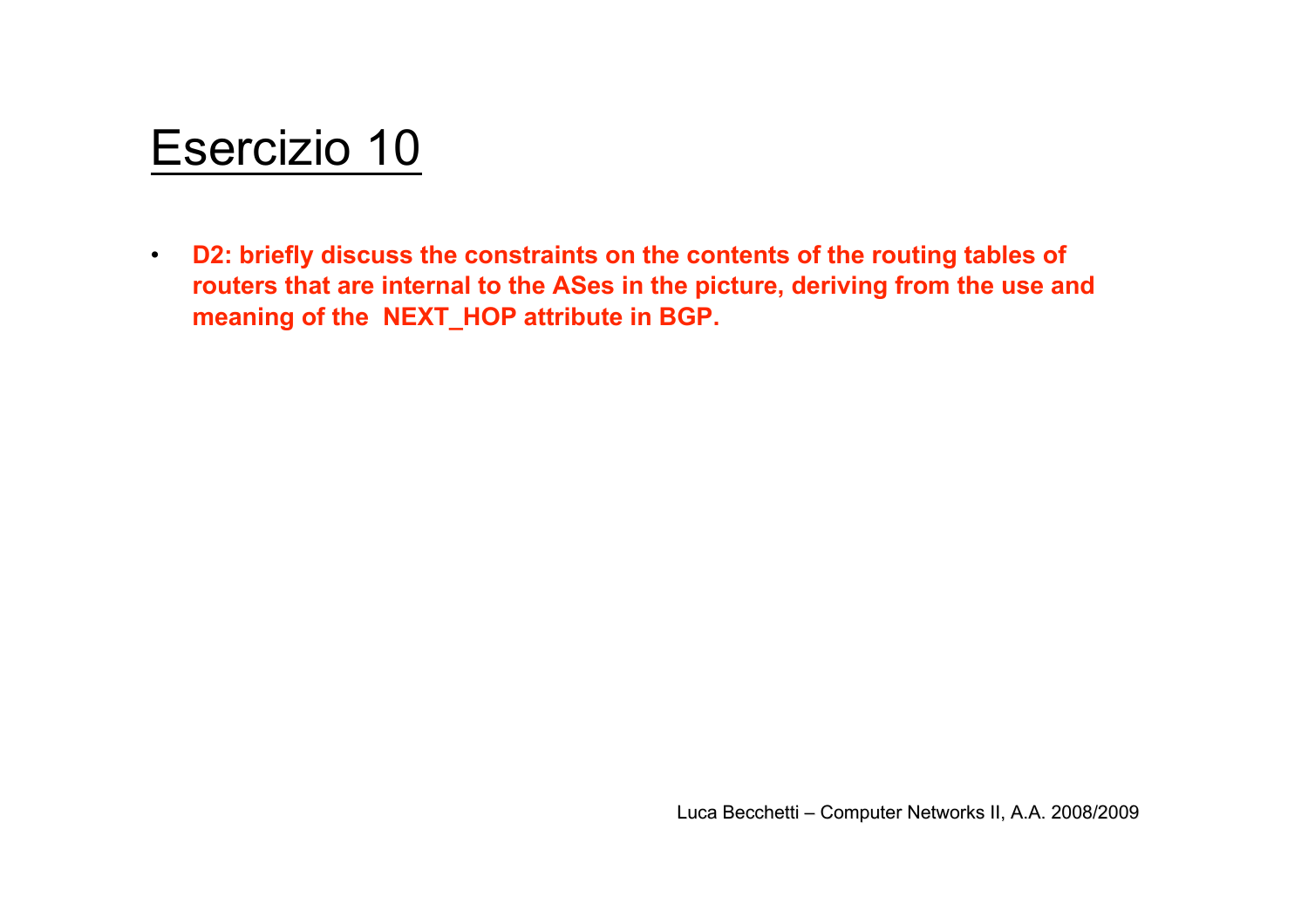# Esercizio 10

- **D2: briefly discuss the constraints on the contents of the routing tables of routers that are internal to the ASes in the picture, deriving from the use and meaning of the NEXT_HOP attribute in BGP.**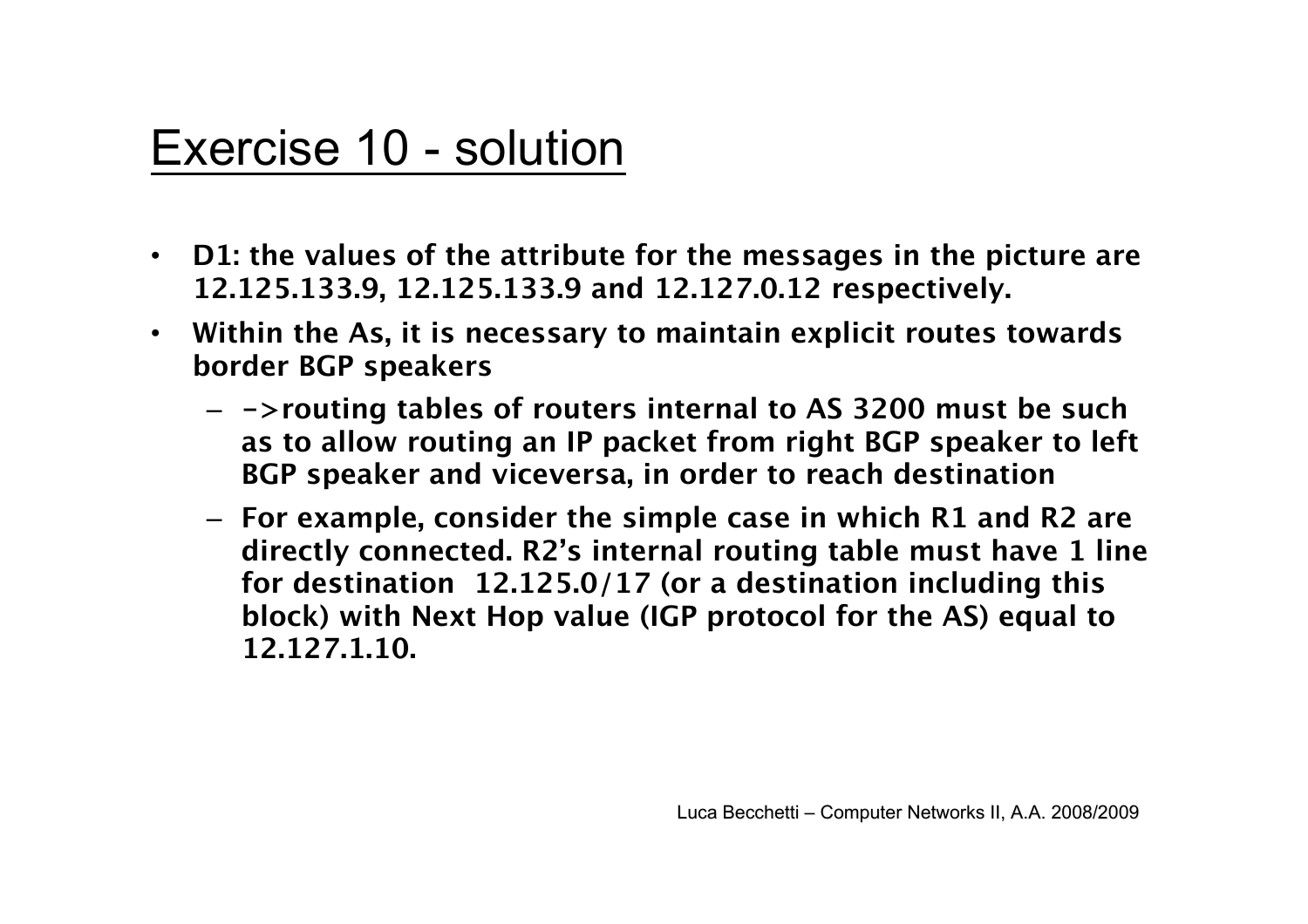# Exercise 10 - solution

- **D1: the values of the attribute for the messages in the picture are 12.125.133.9, 12.125.133.9 and 12.127.0.12 respectively.**
- **Within the As, it is necessary to maintain explicit routes towards border BGP speakers**
  - **->routing tables of routers internal to AS 3200 must be such as to allow routing an IP packet from right BGP speaker to left BGP speaker and viceversa, in order to reach destination**
  - **For example, consider the simple case in which R1 and R2 are directly connected. R2's internal routing table must have 1 line for destination 12.125.0/17 (or a destination including this block) with Next Hop value (IGP protocol for the AS) equal to 12.127.1.10.**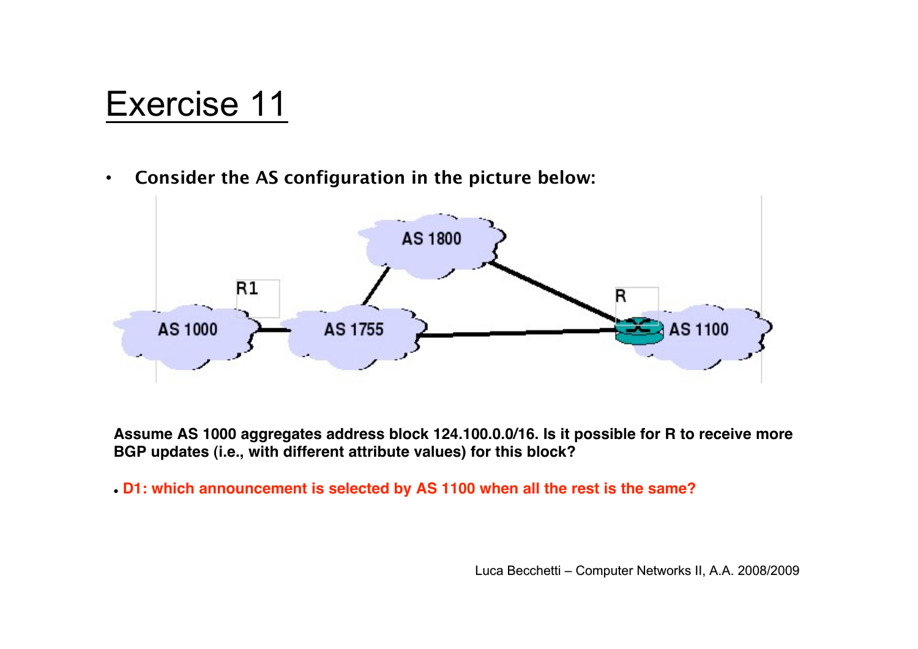# Exercise 11

- **Consider the AS configuration in the picture below:**

**Assume AS 1000 aggregates address block 124.100.0.0/16. Is it possible for R to receive more BGP updates (i.e., with different attribute values) for this block?**

- **D1: which announcement is selected by AS 1100 when all the rest is the same?**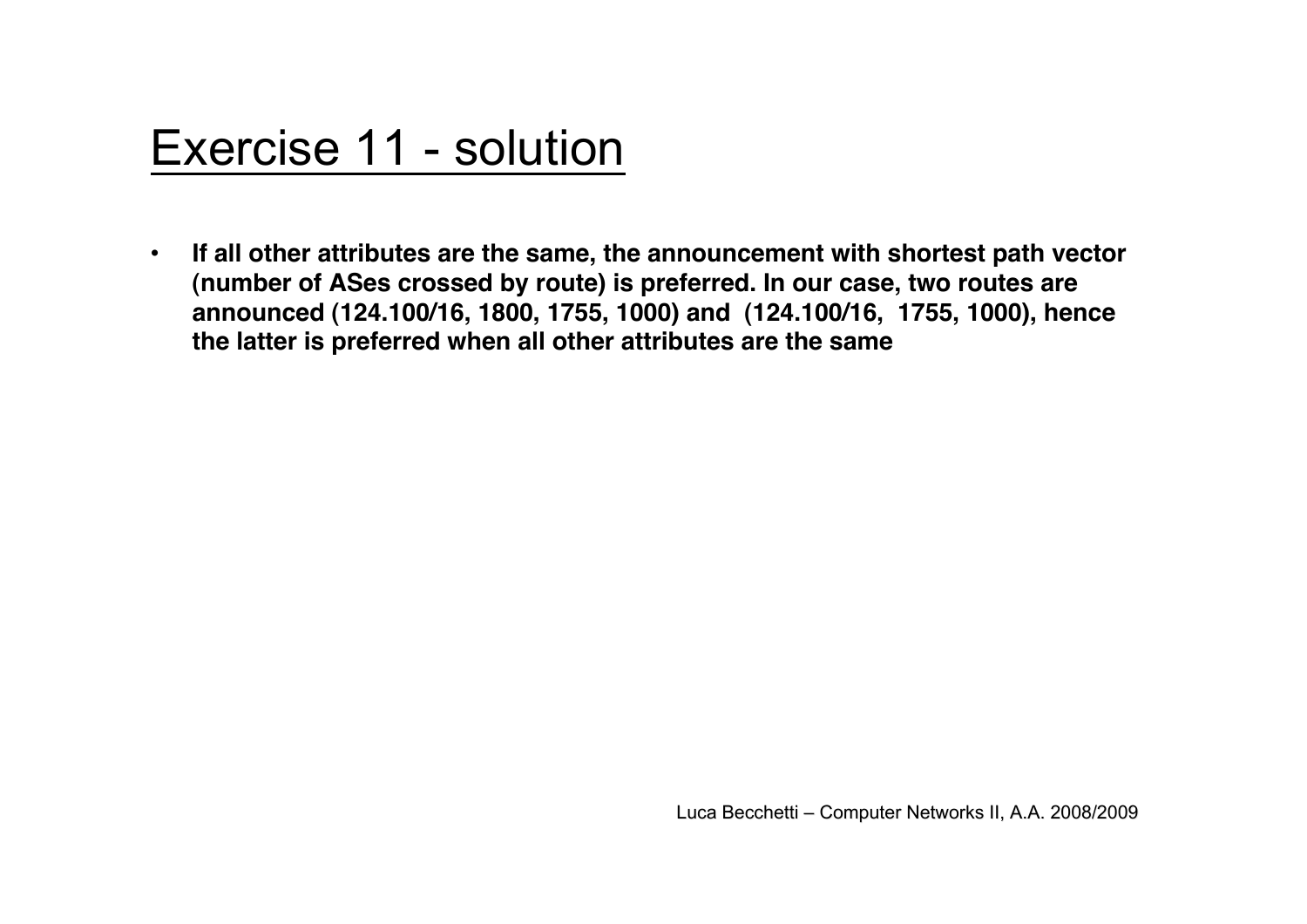# Exercise 11 - solution

- **If all other attributes are the same, the announcement with shortest path vector (number of ASes crossed by route) is preferred. In our case, two routes are announced (124.100/16, 1800, 1755, 1000) and (124.100/16, 1755, 1000), hence the latter is preferred when all other attributes are the same**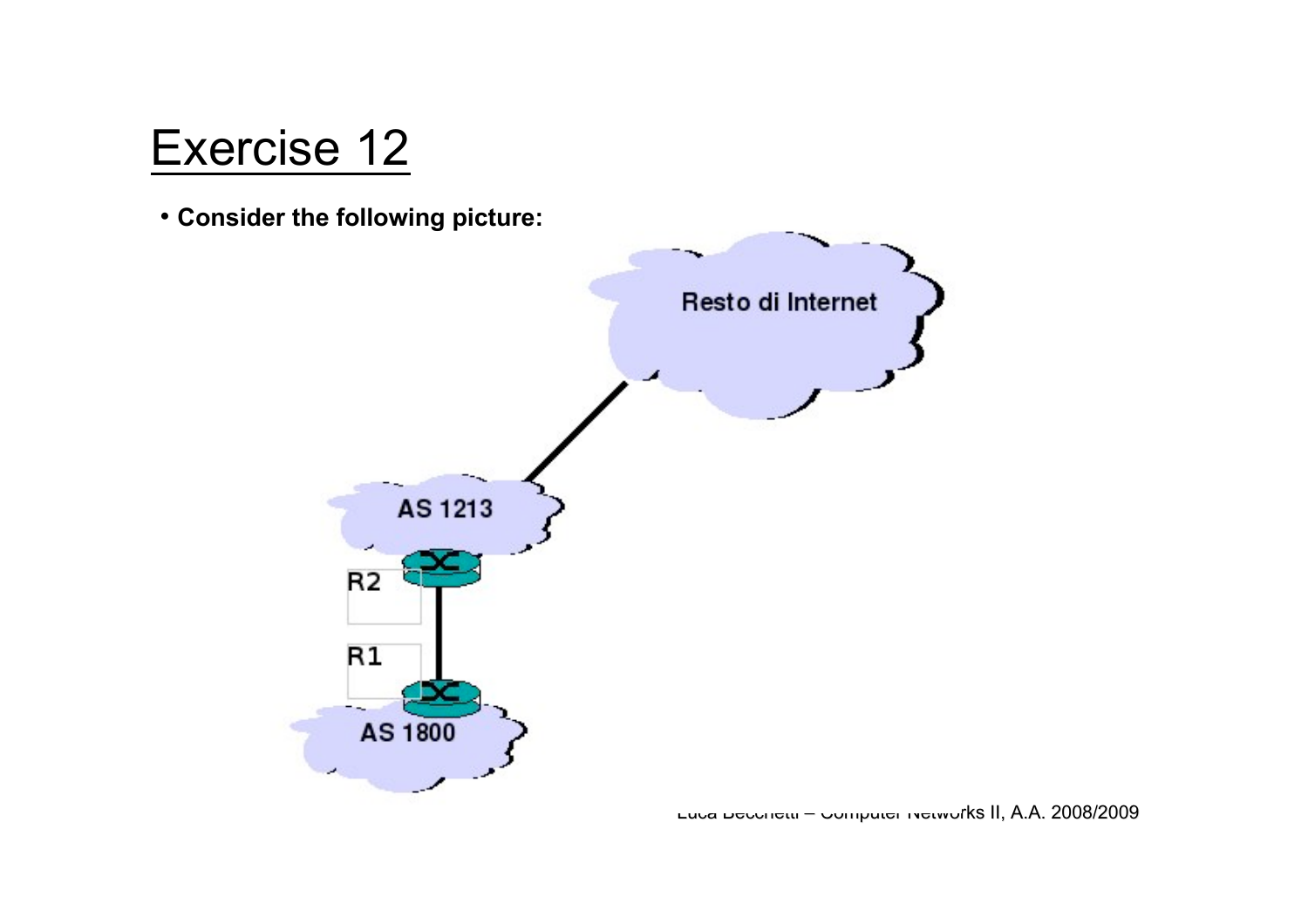# Exercise 12

- **Consider the following picture:**

Resto di Internet

AS 1213

R2

R1

AS 1800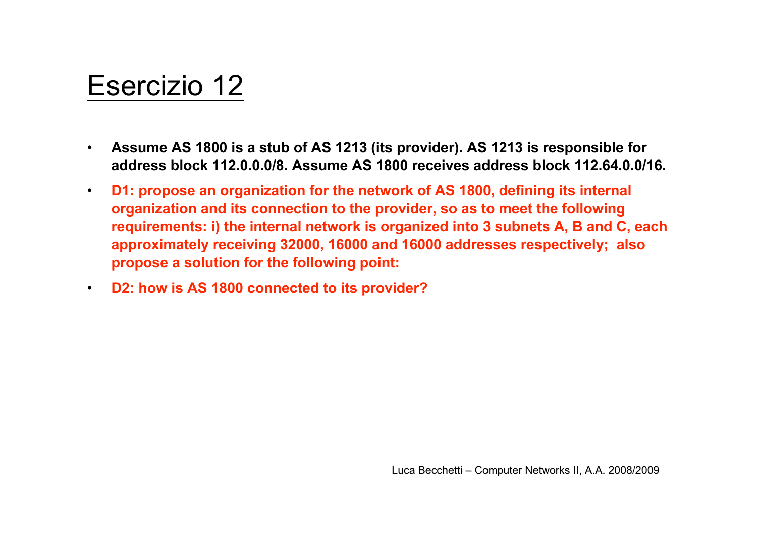# Esercizio 12

- **Assume AS 1800 is a stub of AS 1213 (its provider). AS 1213 is responsible for address block 112.0.0.0/8. Assume AS 1800 receives address block 112.64.0.0/16.**
- **D1: propose an organization for the network of AS 1800, defining its internal organization and its connection to the provider, so as to meet the following requirements: i) the internal network is organized into 3 subnets A, B and C, each approximately receiving 32000, 16000 and 16000 addresses respectively; also propose a solution for the following point:**
- **D2: how is AS 1800 connected to its provider?**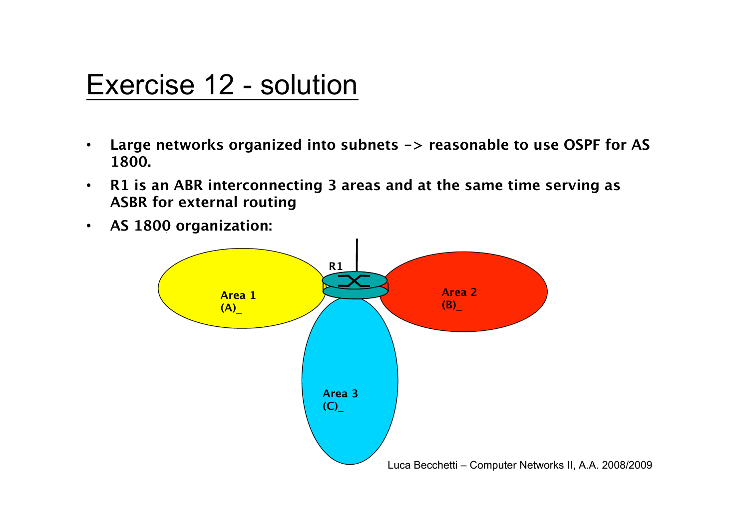# Exercise 12 - solution

- **Large networks organized into subnets -> reasonable to use OSPF for AS 1800.**
- **R1 is an ABR interconnecting 3 areas and at the same time serving as ASBR for external routing**
- **AS 1800 organization:**

**R1**

**Area 1 (A)_**

**Area 2 (B)_**

**Area 3 (C)_**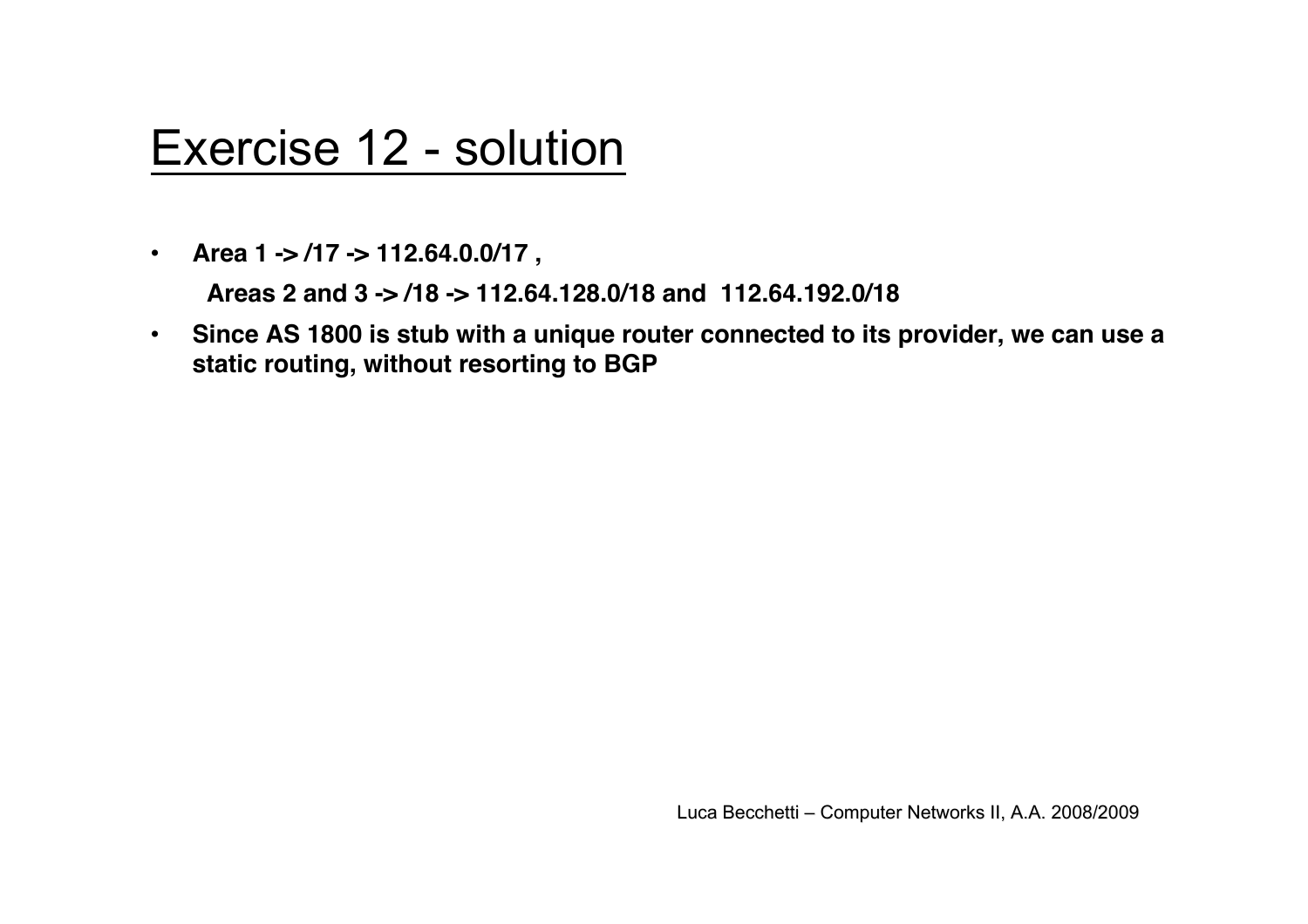# Exercise 12 - solution

- **Area 1 -> /17 -> 112.64.0.0/17 ,**

  **Areas 2 and 3 -> /18 -> 112.64.128.0/18 and 112.64.192.0/18**
- **Since AS 1800 is stub with a unique router connected to its provider, we can use a static routing, without resorting to BGP**